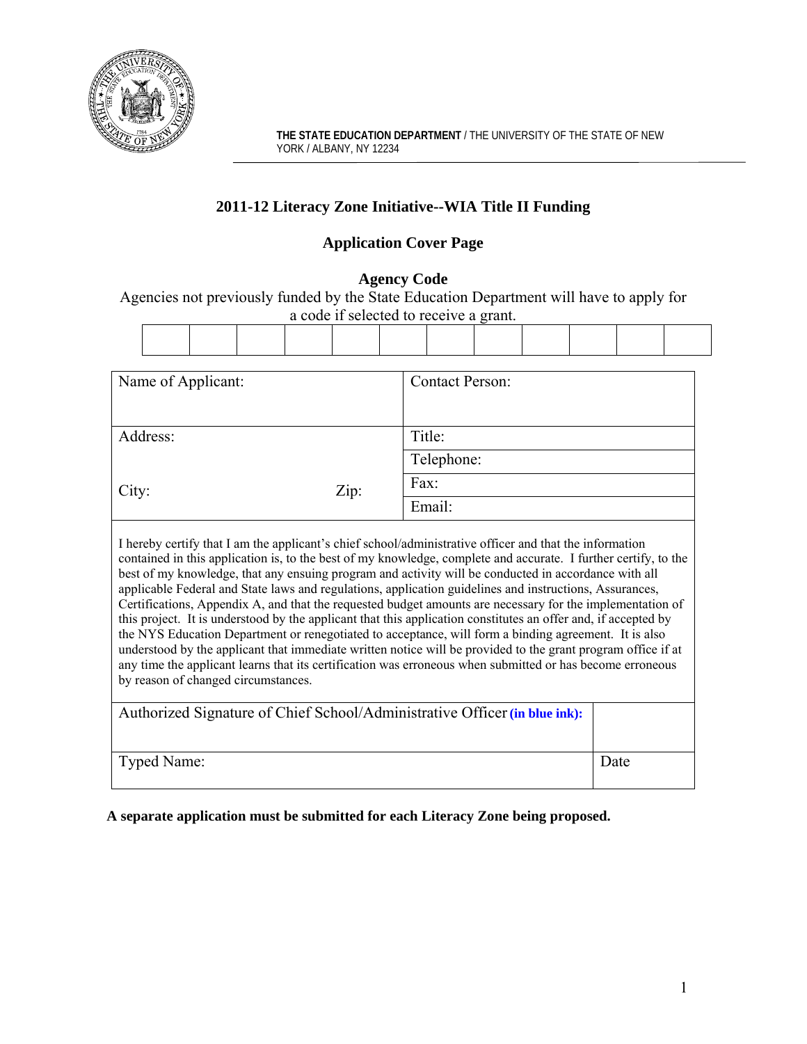**THE STATE EDUCATION DEPARTMENT** / THE UNIVERSITY OF THE STATE OF NEW YORK / ALBANY, NY 12234

# 2011-12 Literacy Zone Initiative--WIA Title II Funding

## Application Cover Page

### Agency Code

Agencies not previously funded by the State Education Department will have to apply for a code if selected to receive a grant.

| | | | | | | | | | | | |
|---|---|---|---|---|---|---|---|---|---|---|---|
| | | | | | | | | | | | |

| | |
|---|---|
| Name of Applicant: | Contact Person: |
| Address: | Title: |
| | Telephone: |
| City: Zip: | Fax: |
| | Email: |

I hereby certify that I am the applicant's chief school/administrative officer and that the information contained in this application is, to the best of my knowledge, complete and accurate. I further certify, to the best of my knowledge, that any ensuing program and activity will be conducted in accordance with all applicable Federal and State laws and regulations, application guidelines and instructions, Assurances, Certifications, Appendix A, and that the requested budget amounts are necessary for the implementation of this project. It is understood by the applicant that this application constitutes an offer and, if accepted by the NYS Education Department or renegotiated to acceptance, will form a binding agreement. It is also understood by the applicant that immediate written notice will be provided to the grant program office if at any time the applicant learns that its certification was erroneous when submitted or has become erroneous by reason of changed circumstances.

| | |
|---|---|
| Authorized Signature of Chief School/Administrative Officer **(in blue ink):** | |
| Typed Name: | Date |

**A separate application must be submitted for each Literacy Zone being proposed.**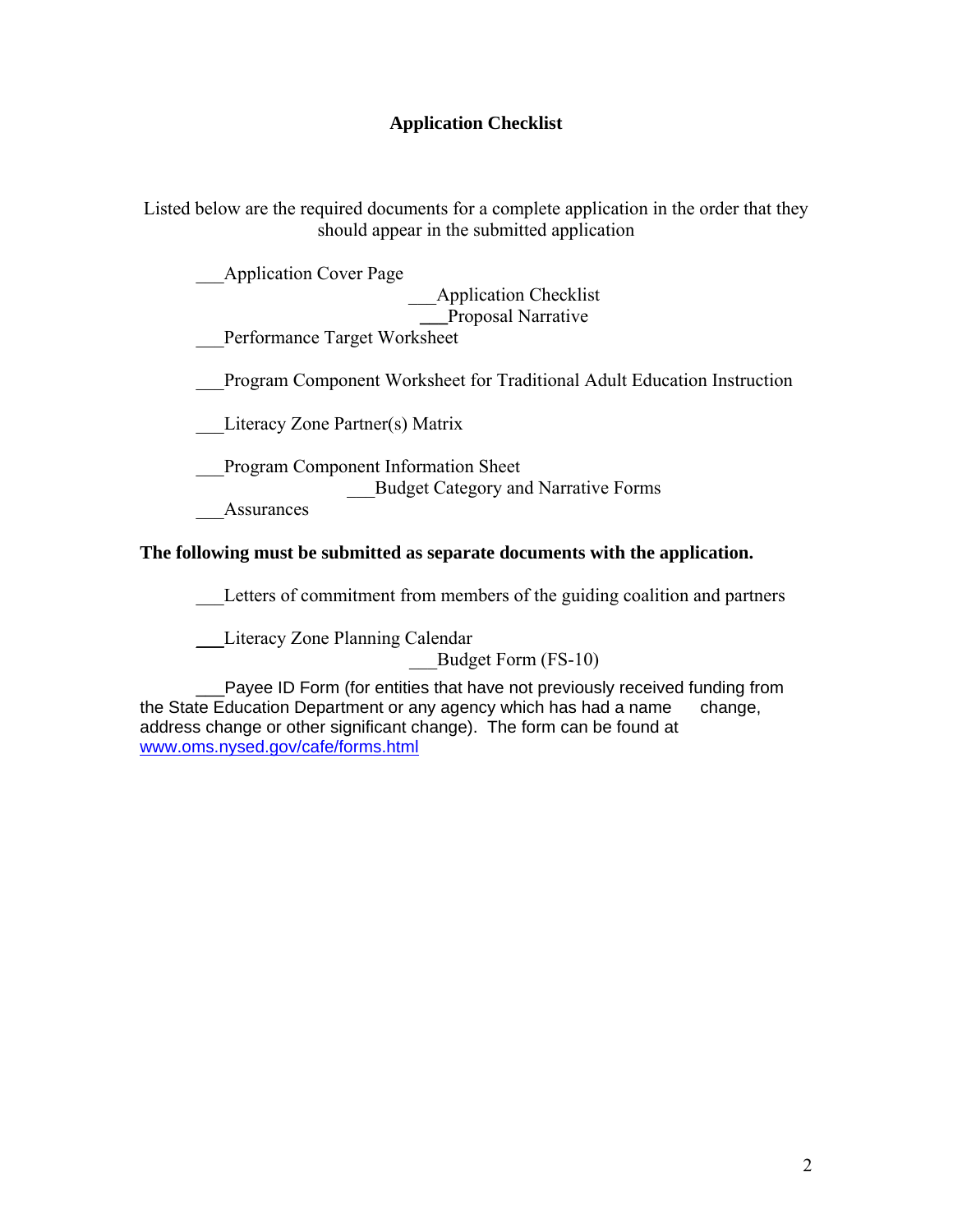## Application Checklist

Listed below are the required documents for a complete application in the order that they should appear in the submitted application

___Application Cover Page

___Application Checklist

___Proposal Narrative

___Performance Target Worksheet

___Program Component Worksheet for Traditional Adult Education Instruction

___Literacy Zone Partner(s) Matrix

___Program Component Information Sheet

___Budget Category and Narrative Forms

___Assurances

**The following must be submitted as separate documents with the application.**

___Letters of commitment from members of the guiding coalition and partners

___Literacy Zone Planning Calendar

___Budget Form (FS-10)

___Payee ID Form (for entities that have not previously received funding from the State Education Department or any agency which has had a name change, address change or other significant change). The form can be found at [www.oms.nysed.gov/cafe/forms.html](www.oms.nysed.gov/cafe/forms.html)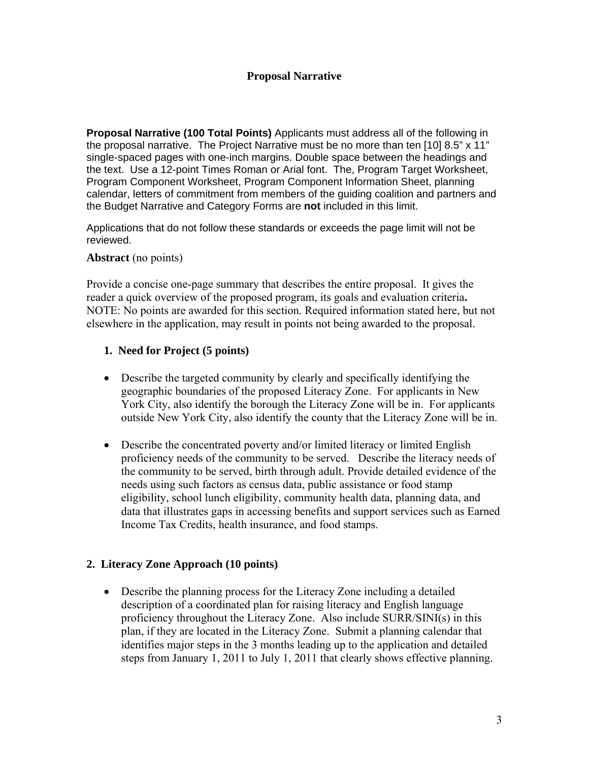# Proposal Narrative

**Proposal Narrative (100 Total Points)** Applicants must address all of the following in the proposal narrative. The Project Narrative must be no more than ten [10] 8.5" x 11" single-spaced pages with one-inch margins. Double space between the headings and the text. Use a 12-point Times Roman or Arial font. The, Program Target Worksheet, Program Component Worksheet, Program Component Information Sheet, planning calendar, letters of commitment from members of the guiding coalition and partners and the Budget Narrative and Category Forms are **not** included in this limit.

Applications that do not follow these standards or exceeds the page limit will not be reviewed.

**Abstract** (no points)

Provide a concise one-page summary that describes the entire proposal. It gives the reader a quick overview of the proposed program, its goals and evaluation criteria**.** NOTE: No points are awarded for this section. Required information stated here, but not elsewhere in the application, may result in points not being awarded to the proposal.

## 1. Need for Project (5 points)

- Describe the targeted community by clearly and specifically identifying the geographic boundaries of the proposed Literacy Zone. For applicants in New York City, also identify the borough the Literacy Zone will be in. For applicants outside New York City, also identify the county that the Literacy Zone will be in.

- Describe the concentrated poverty and/or limited literacy or limited English proficiency needs of the community to be served. Describe the literacy needs of the community to be served, birth through adult. Provide detailed evidence of the needs using such factors as census data, public assistance or food stamp eligibility, school lunch eligibility, community health data, planning data, and data that illustrates gaps in accessing benefits and support services such as Earned Income Tax Credits, health insurance, and food stamps.

## 2. Literacy Zone Approach (10 points)

- Describe the planning process for the Literacy Zone including a detailed description of a coordinated plan for raising literacy and English language proficiency throughout the Literacy Zone. Also include SURR/SINI(s) in this plan, if they are located in the Literacy Zone. Submit a planning calendar that identifies major steps in the 3 months leading up to the application and detailed steps from January 1, 2011 to July 1, 2011 that clearly shows effective planning.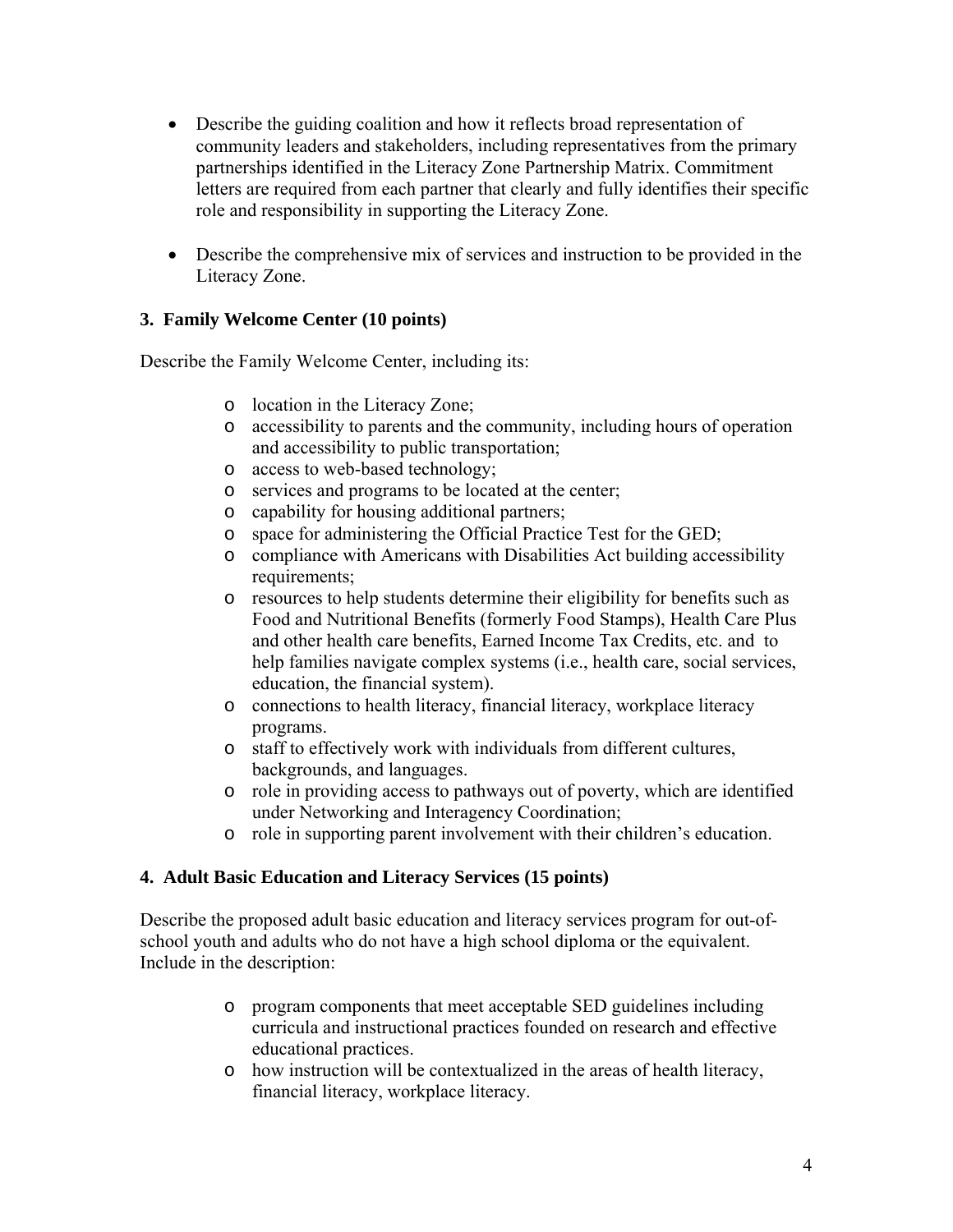- Describe the guiding coalition and how it reflects broad representation of community leaders and stakeholders, including representatives from the primary partnerships identified in the Literacy Zone Partnership Matrix. Commitment letters are required from each partner that clearly and fully identifies their specific role and responsibility in supporting the Literacy Zone.

- Describe the comprehensive mix of services and instruction to be provided in the Literacy Zone.

### 3. Family Welcome Center (10 points)

Describe the Family Welcome Center, including its:

- location in the Literacy Zone;
- accessibility to parents and the community, including hours of operation and accessibility to public transportation;
- access to web-based technology;
- services and programs to be located at the center;
- capability for housing additional partners;
- space for administering the Official Practice Test for the GED;
- compliance with Americans with Disabilities Act building accessibility requirements;
- resources to help students determine their eligibility for benefits such as Food and Nutritional Benefits (formerly Food Stamps), Health Care Plus and other health care benefits, Earned Income Tax Credits, etc. and to help families navigate complex systems (i.e., health care, social services, education, the financial system).
- connections to health literacy, financial literacy, workplace literacy programs.
- staff to effectively work with individuals from different cultures, backgrounds, and languages.
- role in providing access to pathways out of poverty, which are identified under Networking and Interagency Coordination;
- role in supporting parent involvement with their children's education.

### 4. Adult Basic Education and Literacy Services (15 points)

Describe the proposed adult basic education and literacy services program for out-of-school youth and adults who do not have a high school diploma or the equivalent. Include in the description:

- program components that meet acceptable SED guidelines including curricula and instructional practices founded on research and effective educational practices.
- how instruction will be contextualized in the areas of health literacy, financial literacy, workplace literacy.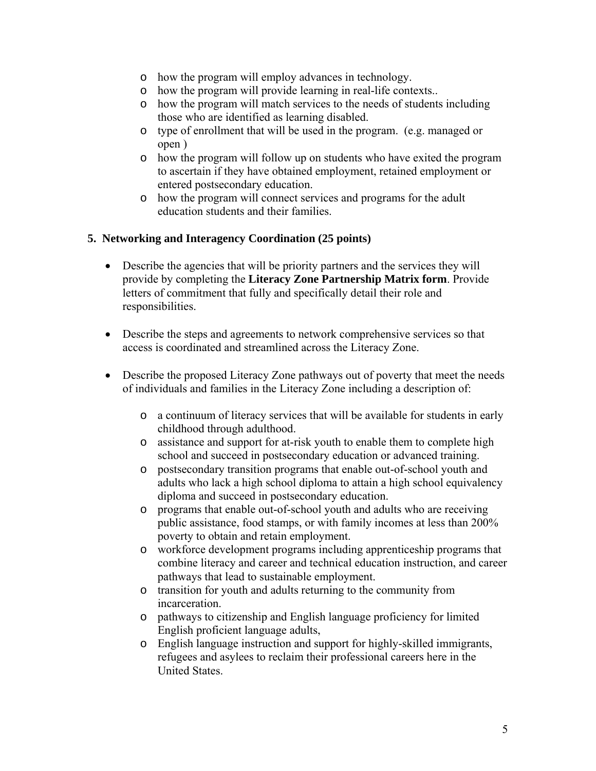- how the program will employ advances in technology.
  - how the program will provide learning in real-life contexts..
  - how the program will match services to the needs of students including those who are identified as learning disabled.
  - type of enrollment that will be used in the program. (e.g. managed or open )
  - how the program will follow up on students who have exited the program to ascertain if they have obtained employment, retained employment or entered postsecondary education.
  - how the program will connect services and programs for the adult education students and their families.

**5. Networking and Interagency Coordination (25 points)**

- Describe the agencies that will be priority partners and the services they will provide by completing the **Literacy Zone Partnership Matrix form**. Provide letters of commitment that fully and specifically detail their role and responsibilities.

- Describe the steps and agreements to network comprehensive services so that access is coordinated and streamlined across the Literacy Zone.

- Describe the proposed Literacy Zone pathways out of poverty that meet the needs of individuals and families in the Literacy Zone including a description of:

  - a continuum of literacy services that will be available for students in early childhood through adulthood.
  - assistance and support for at-risk youth to enable them to complete high school and succeed in postsecondary education or advanced training.
  - postsecondary transition programs that enable out-of-school youth and adults who lack a high school diploma to attain a high school equivalency diploma and succeed in postsecondary education.
  - programs that enable out-of-school youth and adults who are receiving public assistance, food stamps, or with family incomes at less than 200% poverty to obtain and retain employment.
  - workforce development programs including apprenticeship programs that combine literacy and career and technical education instruction, and career pathways that lead to sustainable employment.
  - transition for youth and adults returning to the community from incarceration.
  - pathways to citizenship and English language proficiency for limited English proficient language adults,
  - English language instruction and support for highly-skilled immigrants, refugees and asylees to reclaim their professional careers here in the United States.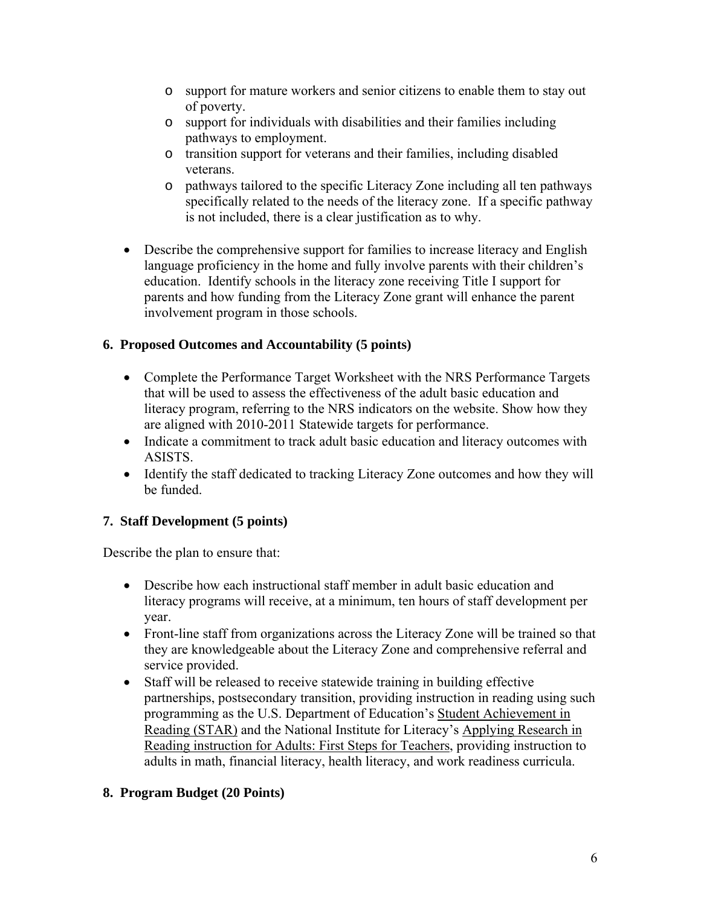- support for mature workers and senior citizens to enable them to stay out of poverty.
  - support for individuals with disabilities and their families including pathways to employment.
  - transition support for veterans and their families, including disabled veterans.
  - pathways tailored to the specific Literacy Zone including all ten pathways specifically related to the needs of the literacy zone. If a specific pathway is not included, there is a clear justification as to why.

- Describe the comprehensive support for families to increase literacy and English language proficiency in the home and fully involve parents with their children's education. Identify schools in the literacy zone receiving Title I support for parents and how funding from the Literacy Zone grant will enhance the parent involvement program in those schools.

### 6. Proposed Outcomes and Accountability (5 points)

- Complete the Performance Target Worksheet with the NRS Performance Targets that will be used to assess the effectiveness of the adult basic education and literacy program, referring to the NRS indicators on the website. Show how they are aligned with 2010-2011 Statewide targets for performance.
- Indicate a commitment to track adult basic education and literacy outcomes with ASISTS.
- Identify the staff dedicated to tracking Literacy Zone outcomes and how they will be funded.

### 7. Staff Development (5 points)

Describe the plan to ensure that:

- Describe how each instructional staff member in adult basic education and literacy programs will receive, at a minimum, ten hours of staff development per year.
- Front-line staff from organizations across the Literacy Zone will be trained so that they are knowledgeable about the Literacy Zone and comprehensive referral and service provided.
- Staff will be released to receive statewide training in building effective partnerships, postsecondary transition, providing instruction in reading using such programming as the U.S. Department of Education's Student Achievement in Reading (STAR) and the National Institute for Literacy's Applying Research in Reading instruction for Adults: First Steps for Teachers, providing instruction to adults in math, financial literacy, health literacy, and work readiness curricula.

### 8. Program Budget (20 Points)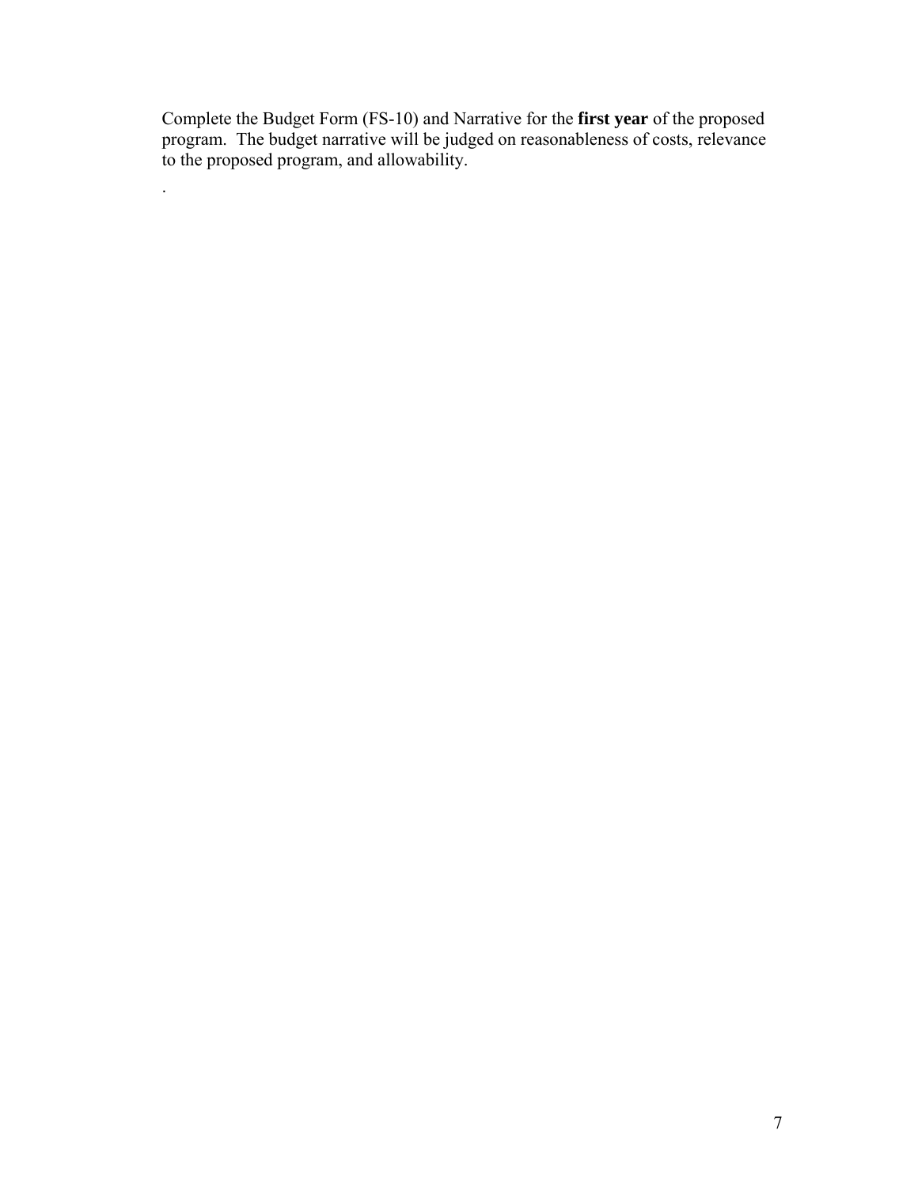Complete the Budget Form (FS-10) and Narrative for the **first year** of the proposed program. The budget narrative will be judged on reasonableness of costs, relevance to the proposed program, and allowability.

.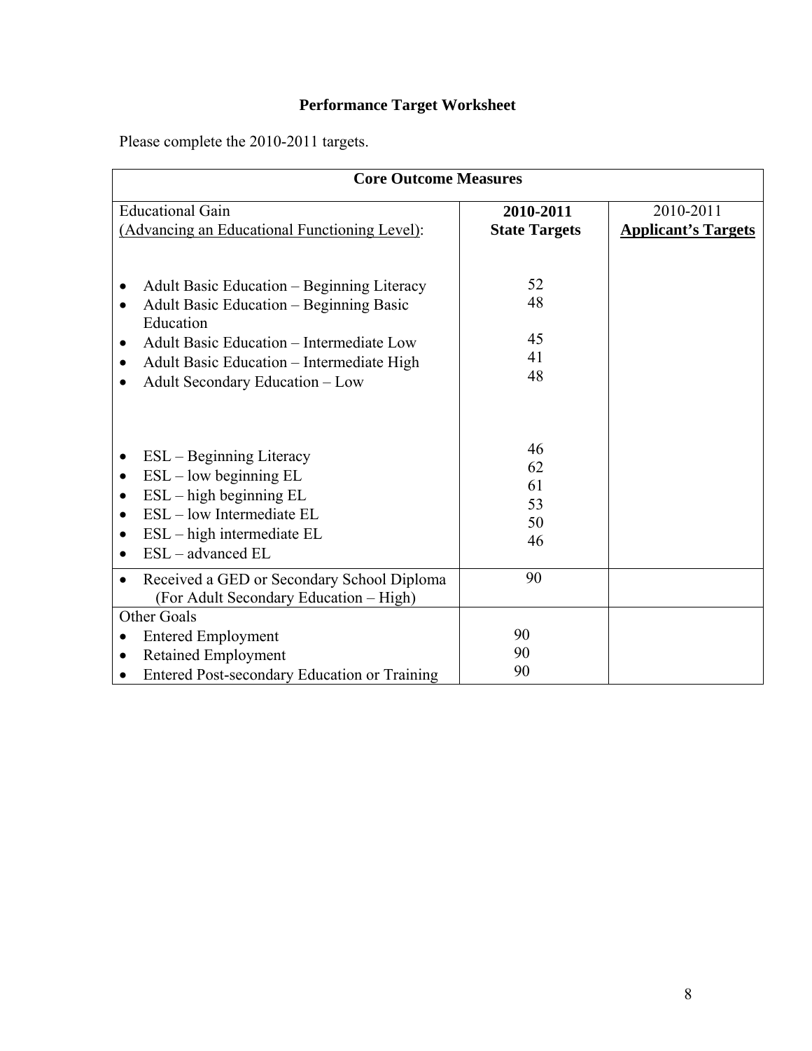# Performance Target Worksheet

Please complete the 2010-2011 targets.

| Core Outcome Measures | | |
|---|---|---|
| Educational Gain<br>(Advancing an Educational Functioning Level): | **2010-2011 State Targets** | 2010-2011 **Applicant's Targets** |
| • Adult Basic Education – Beginning Literacy | 52 | |
| • Adult Basic Education – Beginning Basic Education | 48 | |
| • Adult Basic Education – Intermediate Low | 45 | |
| • Adult Basic Education – Intermediate High | 41 | |
| • Adult Secondary Education – Low | 48 | |
| • ESL – Beginning Literacy | 46 | |
| • ESL – low beginning EL | 62 | |
| • ESL – high beginning EL | 61 | |
| • ESL – low Intermediate EL | 53 | |
| • ESL – high intermediate EL | 50 | |
| • ESL – advanced EL | 46 | |
| • Received a GED or Secondary School Diploma (For Adult Secondary Education – High) | 90 | |
| Other Goals | | |
| • Entered Employment | 90 | |
| • Retained Employment | 90 | |
| • Entered Post-secondary Education or Training | 90 | |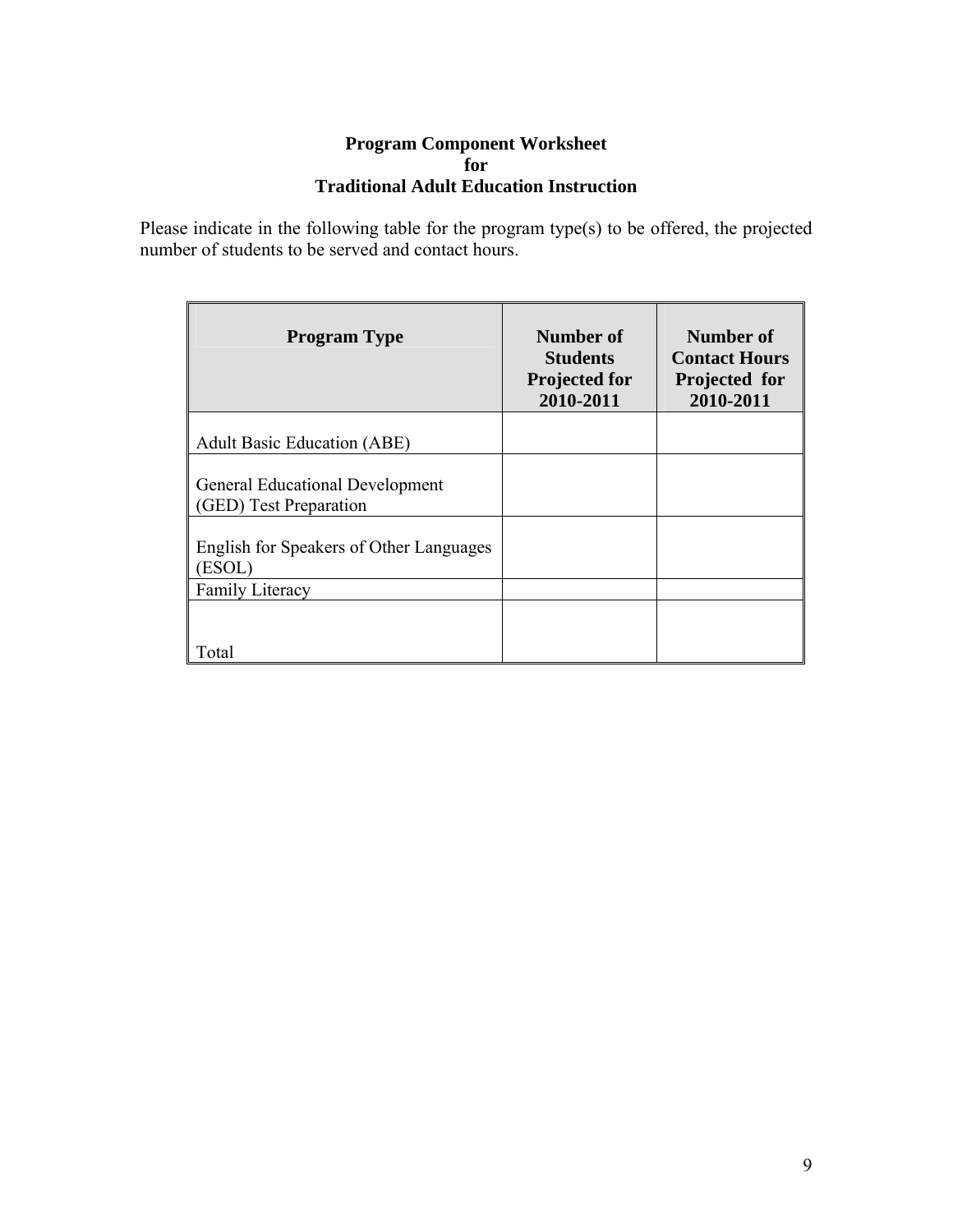## Program Component Worksheet
## for
## Traditional Adult Education Instruction

Please indicate in the following table for the program type(s) to be offered, the projected number of students to be served and contact hours.

| Program Type | Number of Students Projected for 2010-2011 | Number of Contact Hours Projected for 2010-2011 |
|---|---|---|
| Adult Basic Education (ABE) | | |
| General Educational Development (GED) Test Preparation | | |
| English for Speakers of Other Languages (ESOL) | | |
| Family Literacy | | |
| Total | | |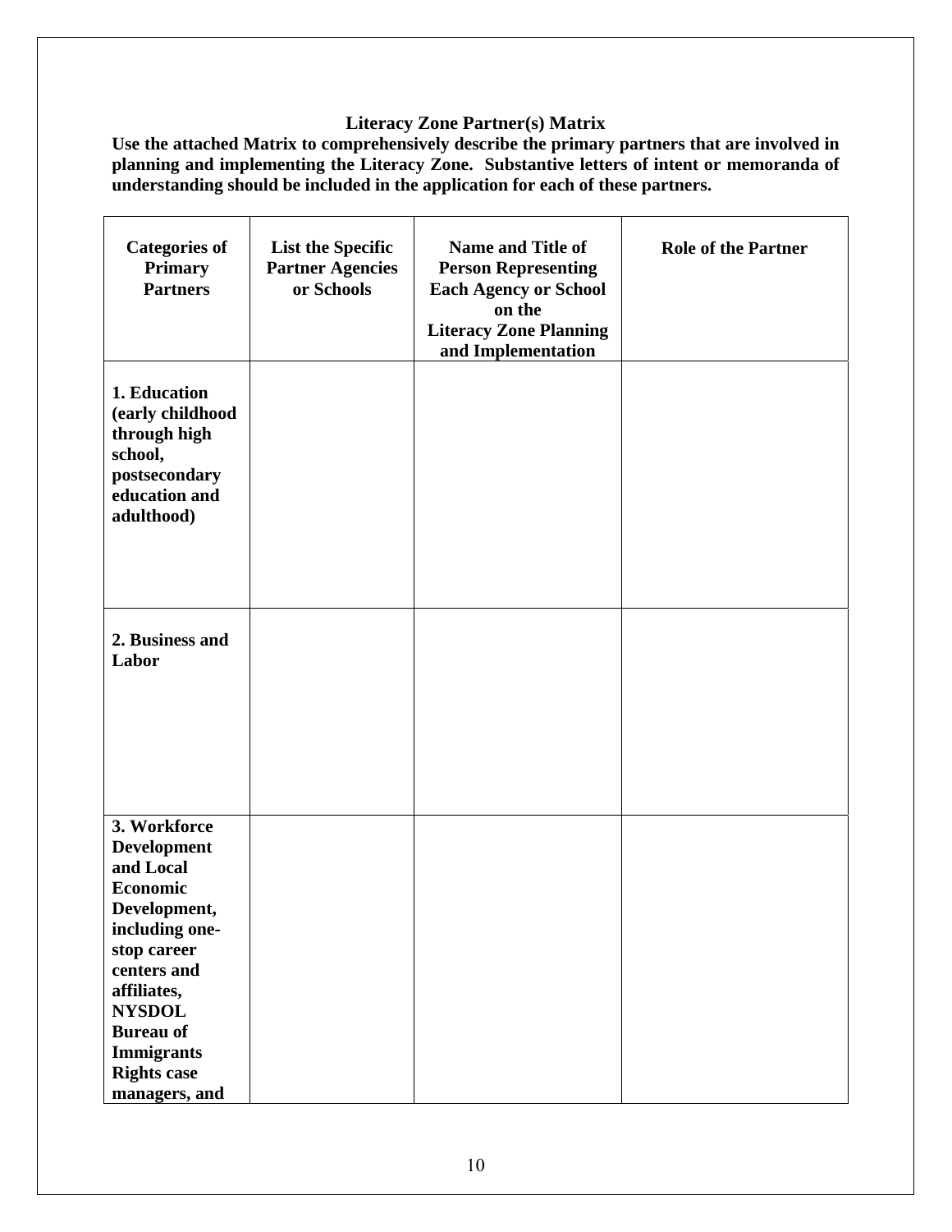**Literacy Zone Partner(s) Matrix**

**Use the attached Matrix to comprehensively describe the primary partners that are involved in planning and implementing the Literacy Zone. Substantive letters of intent or memoranda of understanding should be included in the application for each of these partners.**

| Categories of Primary Partners | List the Specific Partner Agencies or Schools | Name and Title of Person Representing Each Agency or School on the Literacy Zone Planning and Implementation | Role of the Partner |
|---|---|---|---|
| **1. Education (early childhood through high school, postsecondary education and adulthood)** | | | |
| **2. Business and Labor** | | | |
| **3. Workforce Development and Local Economic Development, including one-stop career centers and affiliates, NYSDOL Bureau of Immigrants Rights case managers, and** | | | |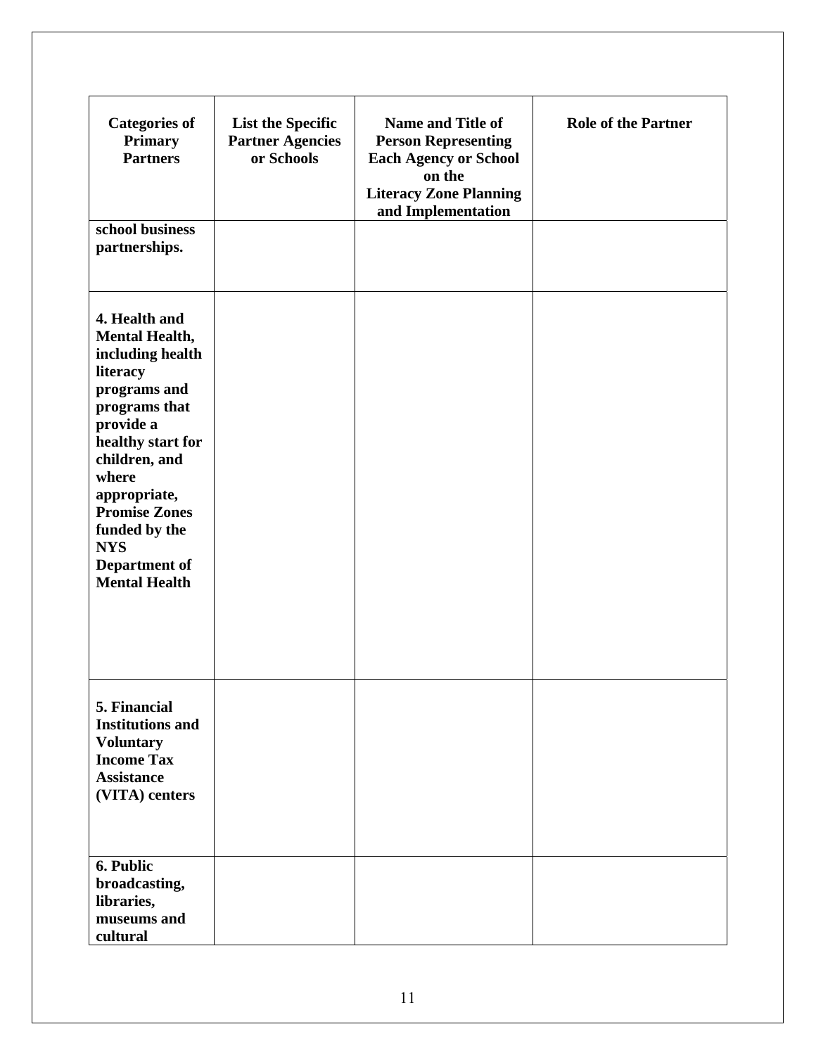| Categories of Primary Partners | List the Specific Partner Agencies or Schools | Name and Title of Person Representing Each Agency or School on the Literacy Zone Planning and Implementation | Role of the Partner |
|---|---|---|---|
| **school business partnerships.** | | | |
| **4. Health and Mental Health, including health literacy programs and programs that provide a healthy start for children, and where appropriate, Promise Zones funded by the NYS Department of Mental Health** | | | |
| **5. Financial Institutions and Voluntary Income Tax Assistance (VITA) centers** | | | |
| **6. Public broadcasting, libraries, museums and cultural** | | | |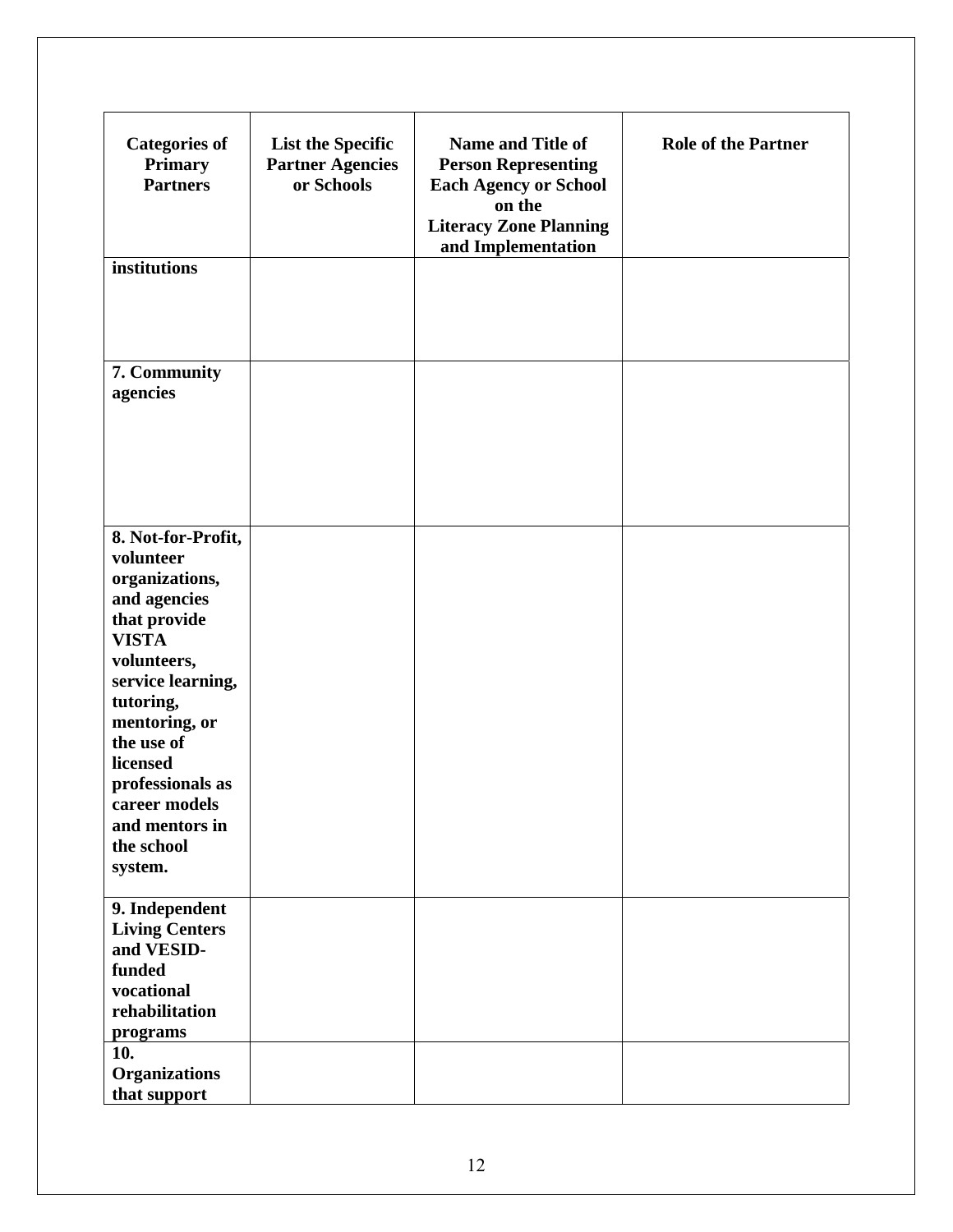| Categories of Primary Partners | List the Specific Partner Agencies or Schools | Name and Title of Person Representing Each Agency or School on the Literacy Zone Planning and Implementation | Role of the Partner |
|---|---|---|---|
| institutions | | | |
| 7. Community agencies | | | |
| 8. Not-for-Profit, volunteer organizations, and agencies that provide VISTA volunteers, service learning, tutoring, mentoring, or the use of licensed professionals as career models and mentors in the school system. | | | |
| 9. Independent Living Centers and VESID-funded vocational rehabilitation programs | | | |
| 10. Organizations that support | | | |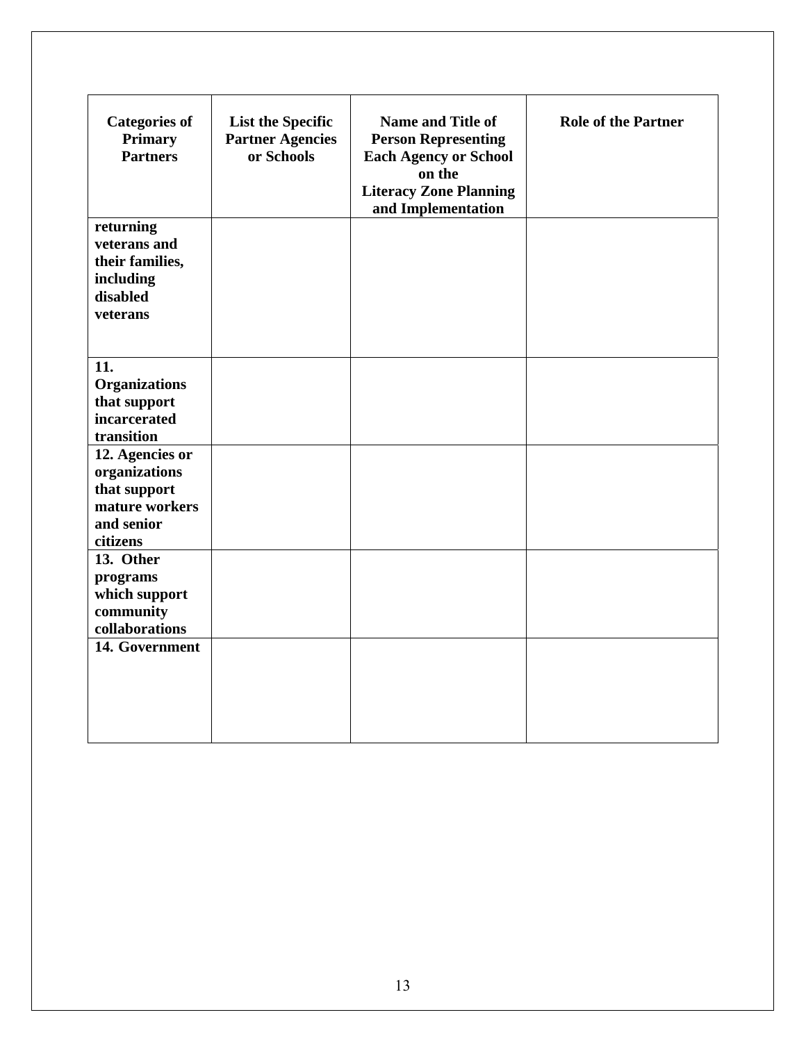| Categories of Primary Partners | List the Specific Partner Agencies or Schools | Name and Title of Person Representing Each Agency or School on the Literacy Zone Planning and Implementation | Role of the Partner |
|---|---|---|---|
| **returning veterans and their families, including disabled veterans** | | | |
| **11. Organizations that support incarcerated transition** | | | |
| **12. Agencies or organizations that support mature workers and senior citizens** | | | |
| **13. Other programs which support community collaborations** | | | |
| **14. Government** | | | |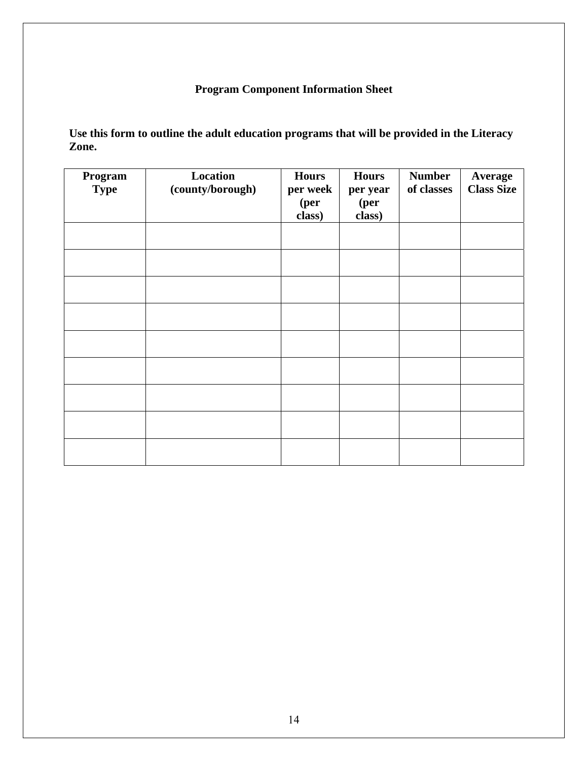# Program Component Information Sheet

**Use this form to outline the adult education programs that will be provided in the Literacy Zone.**

| Program Type | Location (county/borough) | Hours per week (per class) | Hours per year (per class) | Number of classes | Average Class Size |
|---|---|---|---|---|---|
| | | | | | |
| | | | | | |
| | | | | | |
| | | | | | |
| | | | | | |
| | | | | | |
| | | | | | |
| | | | | | |
| | | | | | |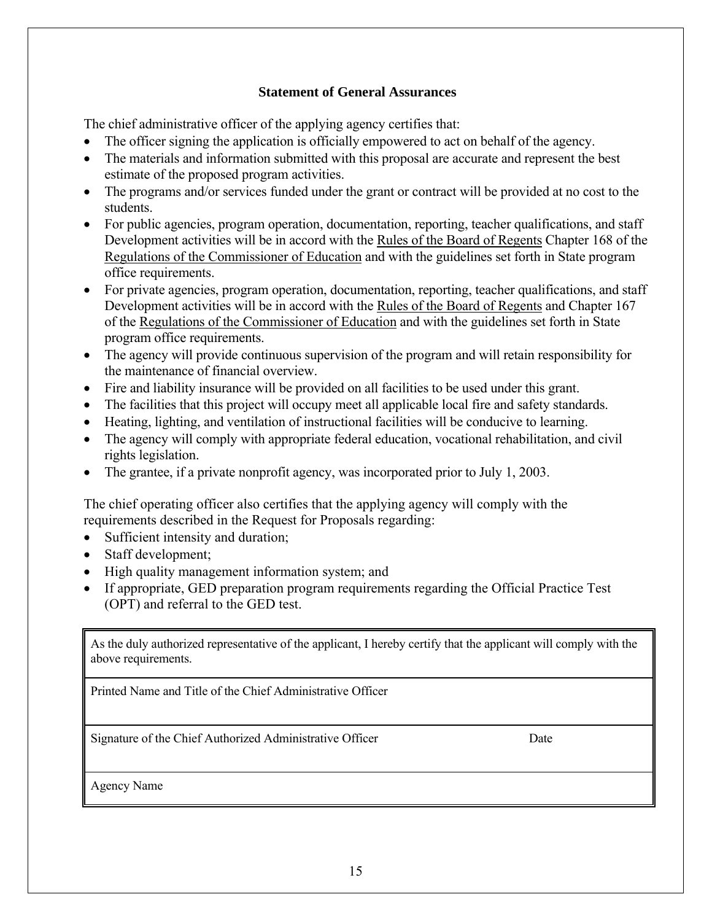### Statement of General Assurances

The chief administrative officer of the applying agency certifies that:

- The officer signing the application is officially empowered to act on behalf of the agency.
- The materials and information submitted with this proposal are accurate and represent the best estimate of the proposed program activities.
- The programs and/or services funded under the grant or contract will be provided at no cost to the students.
- For public agencies, program operation, documentation, reporting, teacher qualifications, and staff Development activities will be in accord with the Rules of the Board of Regents Chapter 168 of the Regulations of the Commissioner of Education and with the guidelines set forth in State program office requirements.
- For private agencies, program operation, documentation, reporting, teacher qualifications, and staff Development activities will be in accord with the Rules of the Board of Regents and Chapter 167 of the Regulations of the Commissioner of Education and with the guidelines set forth in State program office requirements.
- The agency will provide continuous supervision of the program and will retain responsibility for the maintenance of financial overview.
- Fire and liability insurance will be provided on all facilities to be used under this grant.
- The facilities that this project will occupy meet all applicable local fire and safety standards.
- Heating, lighting, and ventilation of instructional facilities will be conducive to learning.
- The agency will comply with appropriate federal education, vocational rehabilitation, and civil rights legislation.
- The grantee, if a private nonprofit agency, was incorporated prior to July 1, 2003.

The chief operating officer also certifies that the applying agency will comply with the requirements described in the Request for Proposals regarding:

- Sufficient intensity and duration;
- Staff development;
- High quality management information system; and
- If appropriate, GED preparation program requirements regarding the Official Practice Test (OPT) and referral to the GED test.

| As the duly authorized representative of the applicant, I hereby certify that the applicant will comply with the above requirements. | |
|---|---|
| Printed Name and Title of the Chief Administrative Officer | |
| Signature of the Chief Authorized Administrative Officer | Date |
| Agency Name | |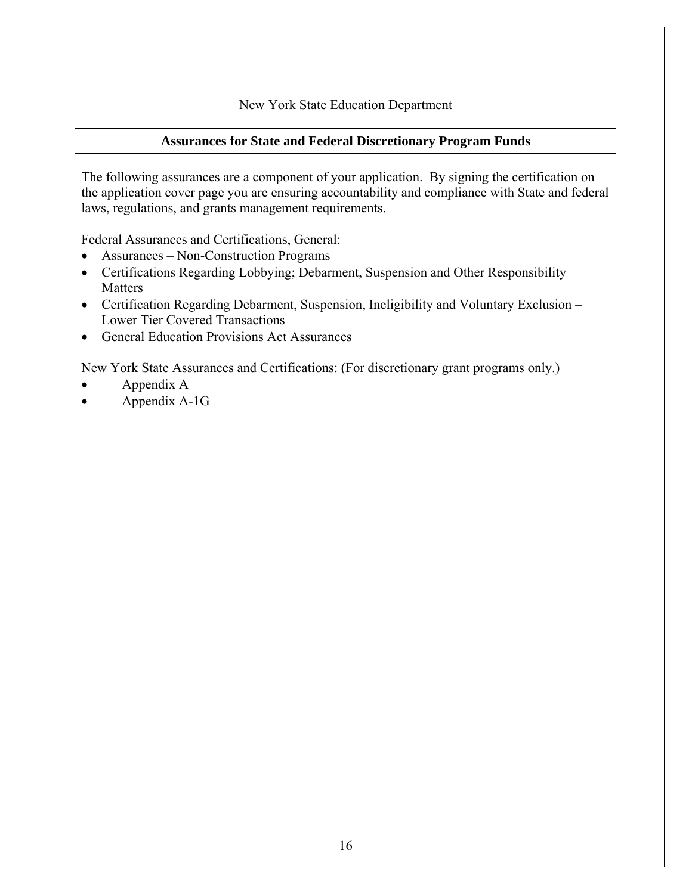New York State Education Department

## Assurances for State and Federal Discretionary Program Funds

The following assurances are a component of your application. By signing the certification on the application cover page you are ensuring accountability and compliance with State and federal laws, regulations, and grants management requirements.

<u>Federal Assurances and Certifications, General</u>:

- Assurances – Non-Construction Programs
- Certifications Regarding Lobbying; Debarment, Suspension and Other Responsibility Matters
- Certification Regarding Debarment, Suspension, Ineligibility and Voluntary Exclusion – Lower Tier Covered Transactions
- General Education Provisions Act Assurances

<u>New York State Assurances and Certifications</u>: (For discretionary grant programs only.)

- Appendix A
- Appendix A-1G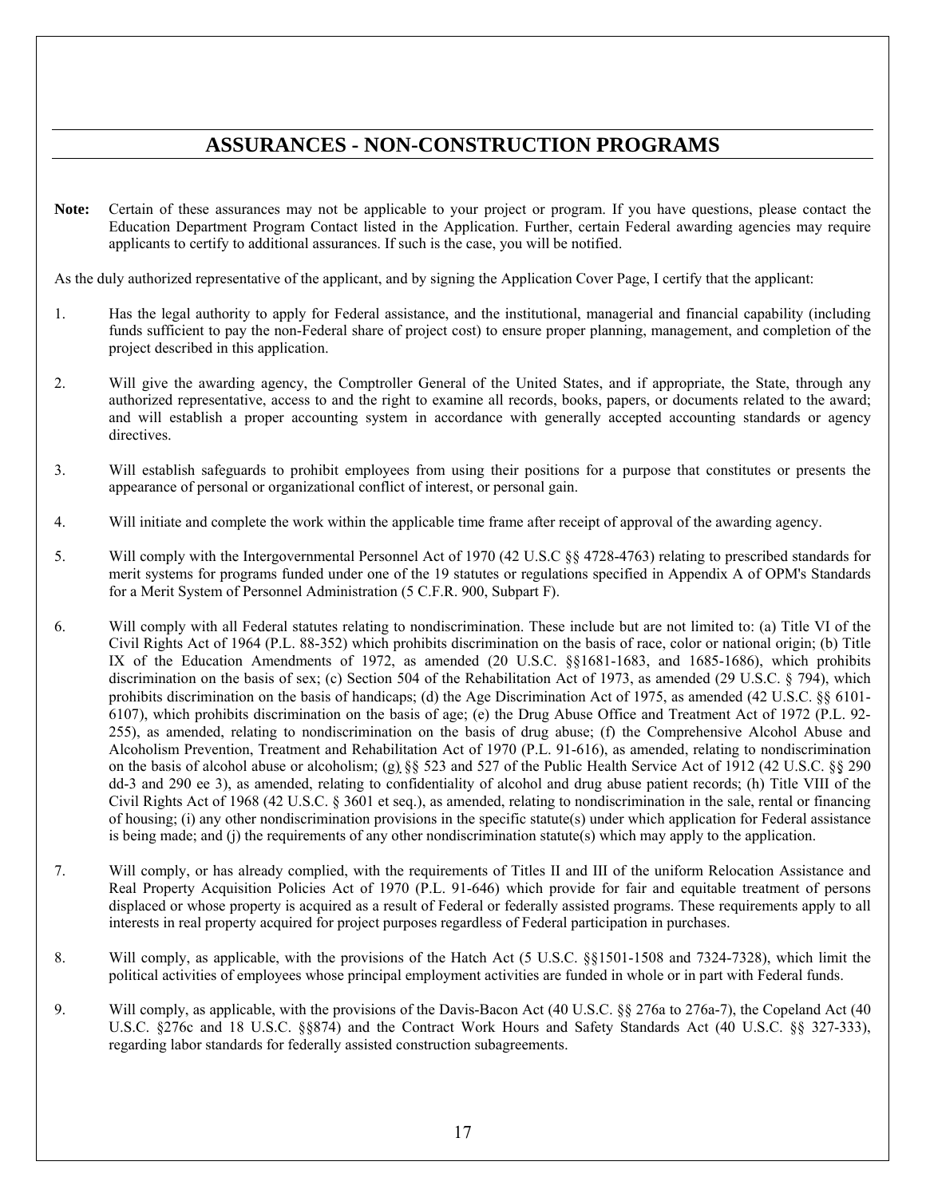# ASSURANCES - NON-CONSTRUCTION PROGRAMS

**Note:** Certain of these assurances may not be applicable to your project or program. If you have questions, please contact the Education Department Program Contact listed in the Application. Further, certain Federal awarding agencies may require applicants to certify to additional assurances. If such is the case, you will be notified.

As the duly authorized representative of the applicant, and by signing the Application Cover Page, I certify that the applicant:

1. Has the legal authority to apply for Federal assistance, and the institutional, managerial and financial capability (including funds sufficient to pay the non-Federal share of project cost) to ensure proper planning, management, and completion of the project described in this application.

2. Will give the awarding agency, the Comptroller General of the United States, and if appropriate, the State, through any authorized representative, access to and the right to examine all records, books, papers, or documents related to the award; and will establish a proper accounting system in accordance with generally accepted accounting standards or agency directives.

3. Will establish safeguards to prohibit employees from using their positions for a purpose that constitutes or presents the appearance of personal or organizational conflict of interest, or personal gain.

4. Will initiate and complete the work within the applicable time frame after receipt of approval of the awarding agency.

5. Will comply with the Intergovernmental Personnel Act of 1970 (42 U.S.C §§ 4728-4763) relating to prescribed standards for merit systems for programs funded under one of the 19 statutes or regulations specified in Appendix A of OPM's Standards for a Merit System of Personnel Administration (5 C.F.R. 900, Subpart F).

6. Will comply with all Federal statutes relating to nondiscrimination. These include but are not limited to: (a) Title VI of the Civil Rights Act of 1964 (P.L. 88-352) which prohibits discrimination on the basis of race, color or national origin; (b) Title IX of the Education Amendments of 1972, as amended (20 U.S.C. §§1681-1683, and 1685-1686), which prohibits discrimination on the basis of sex; (c) Section 504 of the Rehabilitation Act of 1973, as amended (29 U.S.C. § 794), which prohibits discrimination on the basis of handicaps; (d) the Age Discrimination Act of 1975, as amended (42 U.S.C. §§ 6101-6107), which prohibits discrimination on the basis of age; (e) the Drug Abuse Office and Treatment Act of 1972 (P.L. 92-255), as amended, relating to nondiscrimination on the basis of drug abuse; (f) the Comprehensive Alcohol Abuse and Alcoholism Prevention, Treatment and Rehabilitation Act of 1970 (P.L. 91-616), as amended, relating to nondiscrimination on the basis of alcohol abuse or alcoholism; (g) §§ 523 and 527 of the Public Health Service Act of 1912 (42 U.S.C. §§ 290 dd-3 and 290 ee 3), as amended, relating to confidentiality of alcohol and drug abuse patient records; (h) Title VIII of the Civil Rights Act of 1968 (42 U.S.C. § 3601 et seq.), as amended, relating to nondiscrimination in the sale, rental or financing of housing; (i) any other nondiscrimination provisions in the specific statute(s) under which application for Federal assistance is being made; and (j) the requirements of any other nondiscrimination statute(s) which may apply to the application.

7. Will comply, or has already complied, with the requirements of Titles II and III of the uniform Relocation Assistance and Real Property Acquisition Policies Act of 1970 (P.L. 91-646) which provide for fair and equitable treatment of persons displaced or whose property is acquired as a result of Federal or federally assisted programs. These requirements apply to all interests in real property acquired for project purposes regardless of Federal participation in purchases.

8. Will comply, as applicable, with the provisions of the Hatch Act (5 U.S.C. §§1501-1508 and 7324-7328), which limit the political activities of employees whose principal employment activities are funded in whole or in part with Federal funds.

9. Will comply, as applicable, with the provisions of the Davis-Bacon Act (40 U.S.C. §§ 276a to 276a-7), the Copeland Act (40 U.S.C. §276c and 18 U.S.C. §§874) and the Contract Work Hours and Safety Standards Act (40 U.S.C. §§ 327-333), regarding labor standards for federally assisted construction subagreements.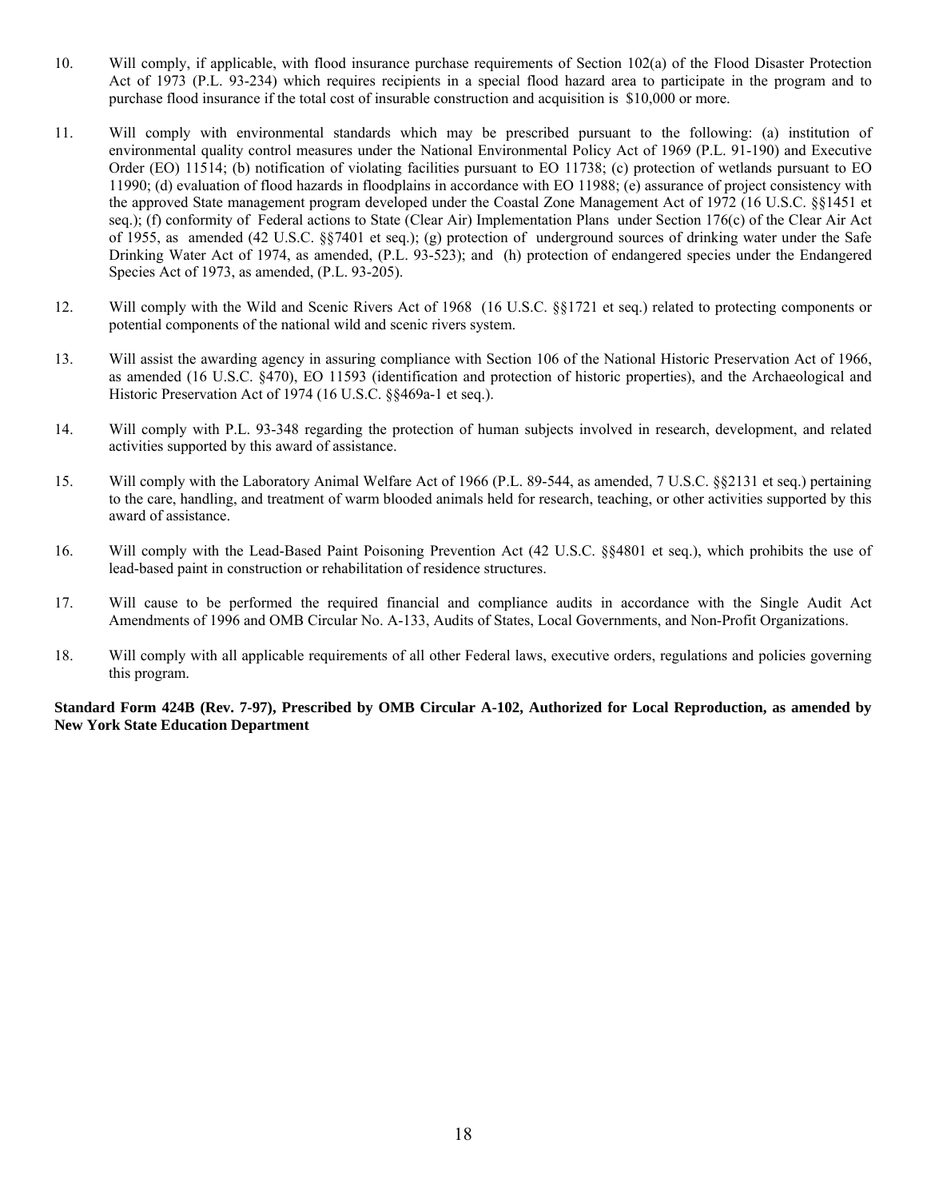10. Will comply, if applicable, with flood insurance purchase requirements of Section 102(a) of the Flood Disaster Protection Act of 1973 (P.L. 93-234) which requires recipients in a special flood hazard area to participate in the program and to purchase flood insurance if the total cost of insurable construction and acquisition is $10,000 or more.

11. Will comply with environmental standards which may be prescribed pursuant to the following: (a) institution of environmental quality control measures under the National Environmental Policy Act of 1969 (P.L. 91-190) and Executive Order (EO) 11514; (b) notification of violating facilities pursuant to EO 11738; (c) protection of wetlands pursuant to EO 11990; (d) evaluation of flood hazards in floodplains in accordance with EO 11988; (e) assurance of project consistency with the approved State management program developed under the Coastal Zone Management Act of 1972 (16 U.S.C. §§1451 et seq.); (f) conformity of Federal actions to State (Clear Air) Implementation Plans under Section 176(c) of the Clear Air Act of 1955, as amended (42 U.S.C. §§7401 et seq.); (g) protection of underground sources of drinking water under the Safe Drinking Water Act of 1974, as amended, (P.L. 93-523); and (h) protection of endangered species under the Endangered Species Act of 1973, as amended, (P.L. 93-205).

12. Will comply with the Wild and Scenic Rivers Act of 1968 (16 U.S.C. §§1721 et seq.) related to protecting components or potential components of the national wild and scenic rivers system.

13. Will assist the awarding agency in assuring compliance with Section 106 of the National Historic Preservation Act of 1966, as amended (16 U.S.C. §470), EO 11593 (identification and protection of historic properties), and the Archaeological and Historic Preservation Act of 1974 (16 U.S.C. §§469a-1 et seq.).

14. Will comply with P.L. 93-348 regarding the protection of human subjects involved in research, development, and related activities supported by this award of assistance.

15. Will comply with the Laboratory Animal Welfare Act of 1966 (P.L. 89-544, as amended, 7 U.S.C. §§2131 et seq.) pertaining to the care, handling, and treatment of warm blooded animals held for research, teaching, or other activities supported by this award of assistance.

16. Will comply with the Lead-Based Paint Poisoning Prevention Act (42 U.S.C. §§4801 et seq.), which prohibits the use of lead-based paint in construction or rehabilitation of residence structures.

17. Will cause to be performed the required financial and compliance audits in accordance with the Single Audit Act Amendments of 1996 and OMB Circular No. A-133, Audits of States, Local Governments, and Non-Profit Organizations.

18. Will comply with all applicable requirements of all other Federal laws, executive orders, regulations and policies governing this program.

**Standard Form 424B (Rev. 7-97), Prescribed by OMB Circular A-102, Authorized for Local Reproduction, as amended by New York State Education Department**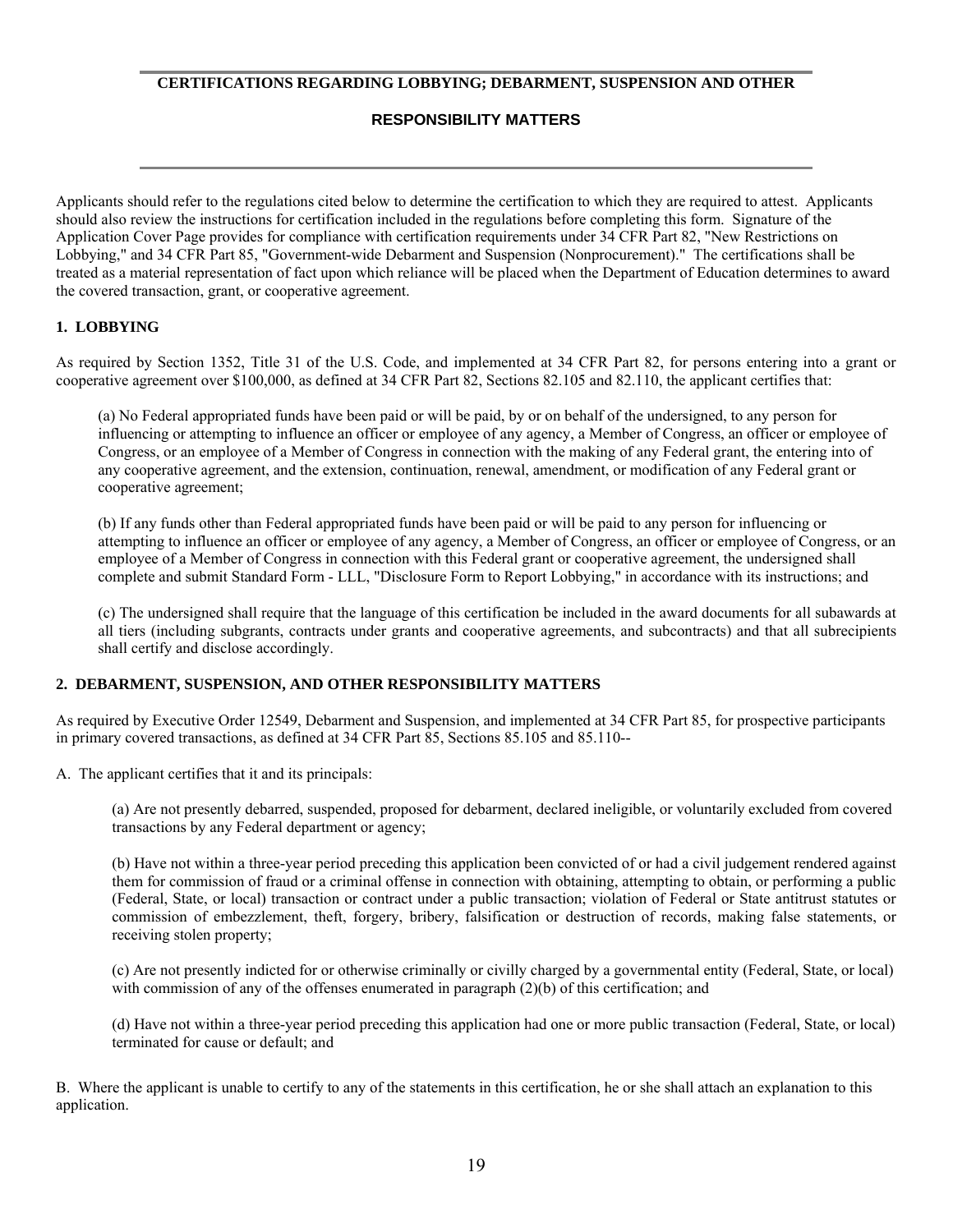# CERTIFICATIONS REGARDING LOBBYING; DEBARMENT, SUSPENSION AND OTHER RESPONSIBILITY MATTERS

Applicants should refer to the regulations cited below to determine the certification to which they are required to attest. Applicants should also review the instructions for certification included in the regulations before completing this form. Signature of the Application Cover Page provides for compliance with certification requirements under 34 CFR Part 82, "New Restrictions on Lobbying," and 34 CFR Part 85, "Government-wide Debarment and Suspension (Nonprocurement)." The certifications shall be treated as a material representation of fact upon which reliance will be placed when the Department of Education determines to award the covered transaction, grant, or cooperative agreement.

## 1. LOBBYING

As required by Section 1352, Title 31 of the U.S. Code, and implemented at 34 CFR Part 82, for persons entering into a grant or cooperative agreement over $100,000, as defined at 34 CFR Part 82, Sections 82.105 and 82.110, the applicant certifies that:

(a) No Federal appropriated funds have been paid or will be paid, by or on behalf of the undersigned, to any person for influencing or attempting to influence an officer or employee of any agency, a Member of Congress, an officer or employee of Congress, or an employee of a Member of Congress in connection with the making of any Federal grant, the entering into of any cooperative agreement, and the extension, continuation, renewal, amendment, or modification of any Federal grant or cooperative agreement;

(b) If any funds other than Federal appropriated funds have been paid or will be paid to any person for influencing or attempting to influence an officer or employee of any agency, a Member of Congress, an officer or employee of Congress, or an employee of a Member of Congress in connection with this Federal grant or cooperative agreement, the undersigned shall complete and submit Standard Form - LLL, "Disclosure Form to Report Lobbying," in accordance with its instructions; and

(c) The undersigned shall require that the language of this certification be included in the award documents for all subawards at all tiers (including subgrants, contracts under grants and cooperative agreements, and subcontracts) and that all subrecipients shall certify and disclose accordingly.

## 2. DEBARMENT, SUSPENSION, AND OTHER RESPONSIBILITY MATTERS

As required by Executive Order 12549, Debarment and Suspension, and implemented at 34 CFR Part 85, for prospective participants in primary covered transactions, as defined at 34 CFR Part 85, Sections 85.105 and 85.110--

A. The applicant certifies that it and its principals:

(a) Are not presently debarred, suspended, proposed for debarment, declared ineligible, or voluntarily excluded from covered transactions by any Federal department or agency;

(b) Have not within a three-year period preceding this application been convicted of or had a civil judgement rendered against them for commission of fraud or a criminal offense in connection with obtaining, attempting to obtain, or performing a public (Federal, State, or local) transaction or contract under a public transaction; violation of Federal or State antitrust statutes or commission of embezzlement, theft, forgery, bribery, falsification or destruction of records, making false statements, or receiving stolen property;

(c) Are not presently indicted for or otherwise criminally or civilly charged by a governmental entity (Federal, State, or local) with commission of any of the offenses enumerated in paragraph (2)(b) of this certification; and

(d) Have not within a three-year period preceding this application had one or more public transaction (Federal, State, or local) terminated for cause or default; and

B. Where the applicant is unable to certify to any of the statements in this certification, he or she shall attach an explanation to this application.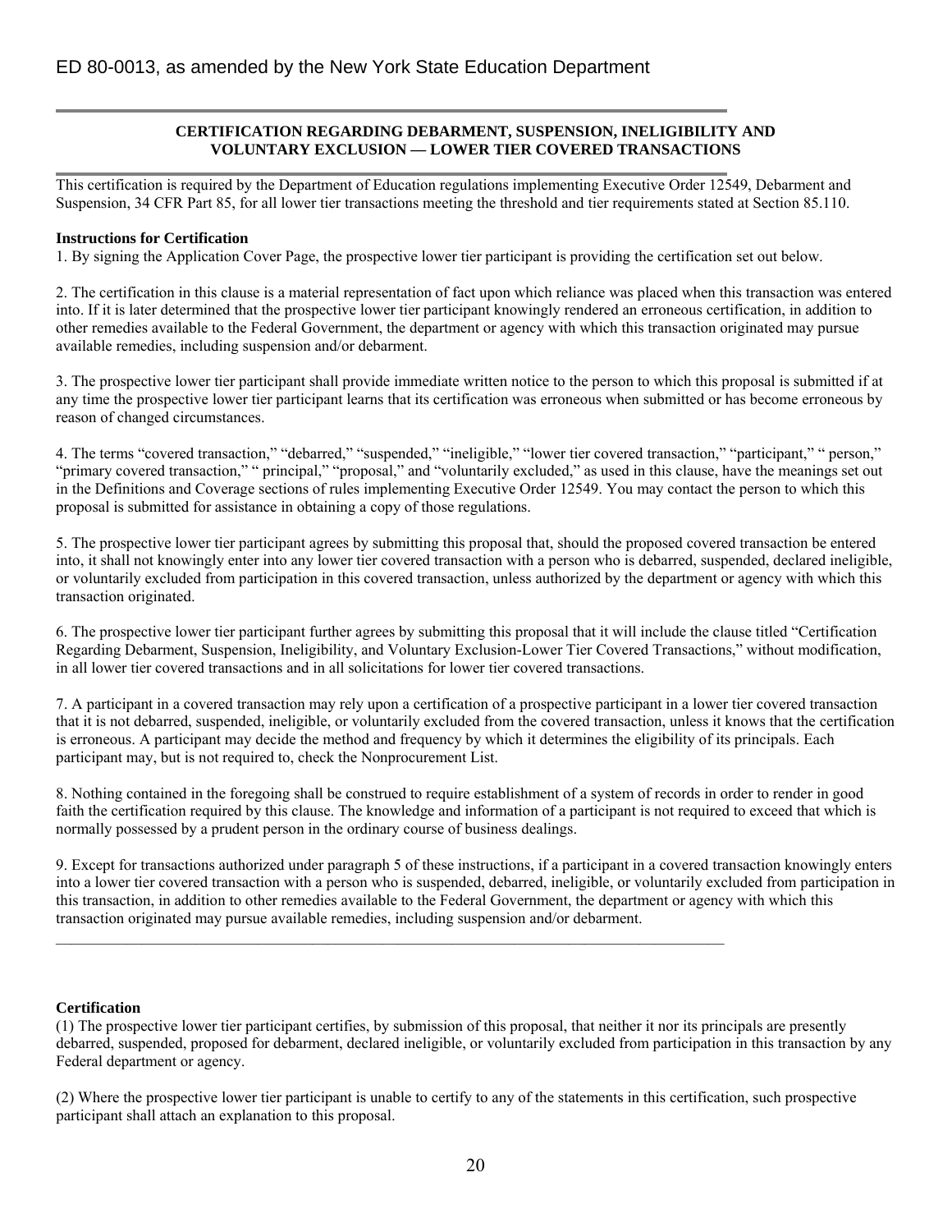ED 80-0013, as amended by the New York State Education Department

## CERTIFICATION REGARDING DEBARMENT, SUSPENSION, INELIGIBILITY AND VOLUNTARY EXCLUSION — LOWER TIER COVERED TRANSACTIONS

This certification is required by the Department of Education regulations implementing Executive Order 12549, Debarment and Suspension, 34 CFR Part 85, for all lower tier transactions meeting the threshold and tier requirements stated at Section 85.110.

**Instructions for Certification**

1. By signing the Application Cover Page, the prospective lower tier participant is providing the certification set out below.

2. The certification in this clause is a material representation of fact upon which reliance was placed when this transaction was entered into. If it is later determined that the prospective lower tier participant knowingly rendered an erroneous certification, in addition to other remedies available to the Federal Government, the department or agency with which this transaction originated may pursue available remedies, including suspension and/or debarment.

3. The prospective lower tier participant shall provide immediate written notice to the person to which this proposal is submitted if at any time the prospective lower tier participant learns that its certification was erroneous when submitted or has become erroneous by reason of changed circumstances.

4. The terms "covered transaction," "debarred," "suspended," "ineligible," "lower tier covered transaction," "participant," " person," "primary covered transaction," " principal," "proposal," and "voluntarily excluded," as used in this clause, have the meanings set out in the Definitions and Coverage sections of rules implementing Executive Order 12549. You may contact the person to which this proposal is submitted for assistance in obtaining a copy of those regulations.

5. The prospective lower tier participant agrees by submitting this proposal that, should the proposed covered transaction be entered into, it shall not knowingly enter into any lower tier covered transaction with a person who is debarred, suspended, declared ineligible, or voluntarily excluded from participation in this covered transaction, unless authorized by the department or agency with which this transaction originated.

6. The prospective lower tier participant further agrees by submitting this proposal that it will include the clause titled "Certification Regarding Debarment, Suspension, Ineligibility, and Voluntary Exclusion-Lower Tier Covered Transactions," without modification, in all lower tier covered transactions and in all solicitations for lower tier covered transactions.

7. A participant in a covered transaction may rely upon a certification of a prospective participant in a lower tier covered transaction that it is not debarred, suspended, ineligible, or voluntarily excluded from the covered transaction, unless it knows that the certification is erroneous. A participant may decide the method and frequency by which it determines the eligibility of its principals. Each participant may, but is not required to, check the Nonprocurement List.

8. Nothing contained in the foregoing shall be construed to require establishment of a system of records in order to render in good faith the certification required by this clause. The knowledge and information of a participant is not required to exceed that which is normally possessed by a prudent person in the ordinary course of business dealings.

9. Except for transactions authorized under paragraph 5 of these instructions, if a participant in a covered transaction knowingly enters into a lower tier covered transaction with a person who is suspended, debarred, ineligible, or voluntarily excluded from participation in this transaction, in addition to other remedies available to the Federal Government, the department or agency with which this transaction originated may pursue available remedies, including suspension and/or debarment.

---

**Certification**

(1) The prospective lower tier participant certifies, by submission of this proposal, that neither it nor its principals are presently debarred, suspended, proposed for debarment, declared ineligible, or voluntarily excluded from participation in this transaction by any Federal department or agency.

(2) Where the prospective lower tier participant is unable to certify to any of the statements in this certification, such prospective participant shall attach an explanation to this proposal.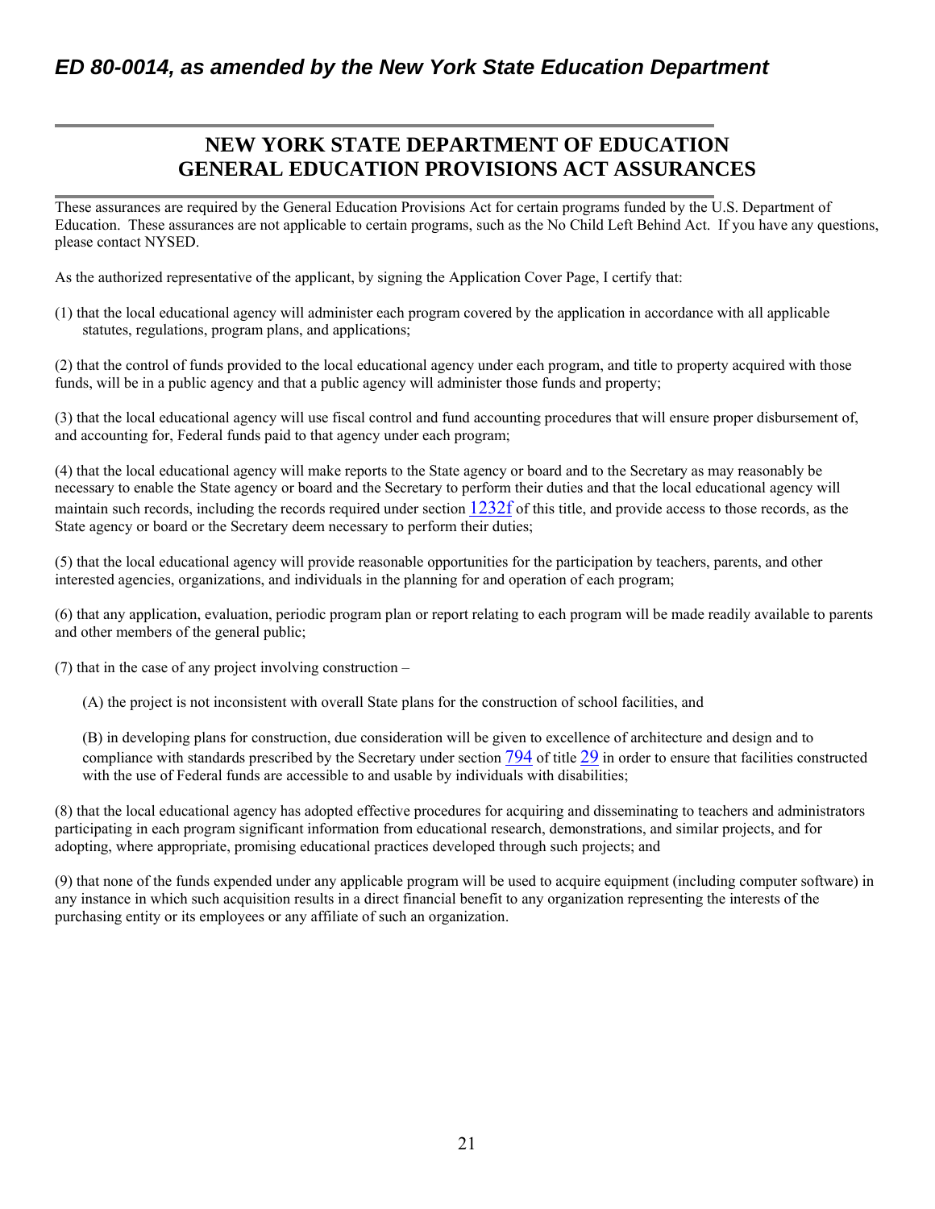*ED 80-0014, as amended by the New York State Education Department*

## NEW YORK STATE DEPARTMENT OF EDUCATION GENERAL EDUCATION PROVISIONS ACT ASSURANCES

These assurances are required by the General Education Provisions Act for certain programs funded by the U.S. Department of Education. These assurances are not applicable to certain programs, such as the No Child Left Behind Act. If you have any questions, please contact NYSED.

As the authorized representative of the applicant, by signing the Application Cover Page, I certify that:

(1) that the local educational agency will administer each program covered by the application in accordance with all applicable statutes, regulations, program plans, and applications;

(2) that the control of funds provided to the local educational agency under each program, and title to property acquired with those funds, will be in a public agency and that a public agency will administer those funds and property;

(3) that the local educational agency will use fiscal control and fund accounting procedures that will ensure proper disbursement of, and accounting for, Federal funds paid to that agency under each program;

(4) that the local educational agency will make reports to the State agency or board and to the Secretary as may reasonably be necessary to enable the State agency or board and the Secretary to perform their duties and that the local educational agency will maintain such records, including the records required under section 1232f of this title, and provide access to those records, as the State agency or board or the Secretary deem necessary to perform their duties;

(5) that the local educational agency will provide reasonable opportunities for the participation by teachers, parents, and other interested agencies, organizations, and individuals in the planning for and operation of each program;

(6) that any application, evaluation, periodic program plan or report relating to each program will be made readily available to parents and other members of the general public;

(7) that in the case of any project involving construction –

(A) the project is not inconsistent with overall State plans for the construction of school facilities, and

(B) in developing plans for construction, due consideration will be given to excellence of architecture and design and to compliance with standards prescribed by the Secretary under section 794 of title 29 in order to ensure that facilities constructed with the use of Federal funds are accessible to and usable by individuals with disabilities;

(8) that the local educational agency has adopted effective procedures for acquiring and disseminating to teachers and administrators participating in each program significant information from educational research, demonstrations, and similar projects, and for adopting, where appropriate, promising educational practices developed through such projects; and

(9) that none of the funds expended under any applicable program will be used to acquire equipment (including computer software) in any instance in which such acquisition results in a direct financial benefit to any organization representing the interests of the purchasing entity or its employees or any affiliate of such an organization.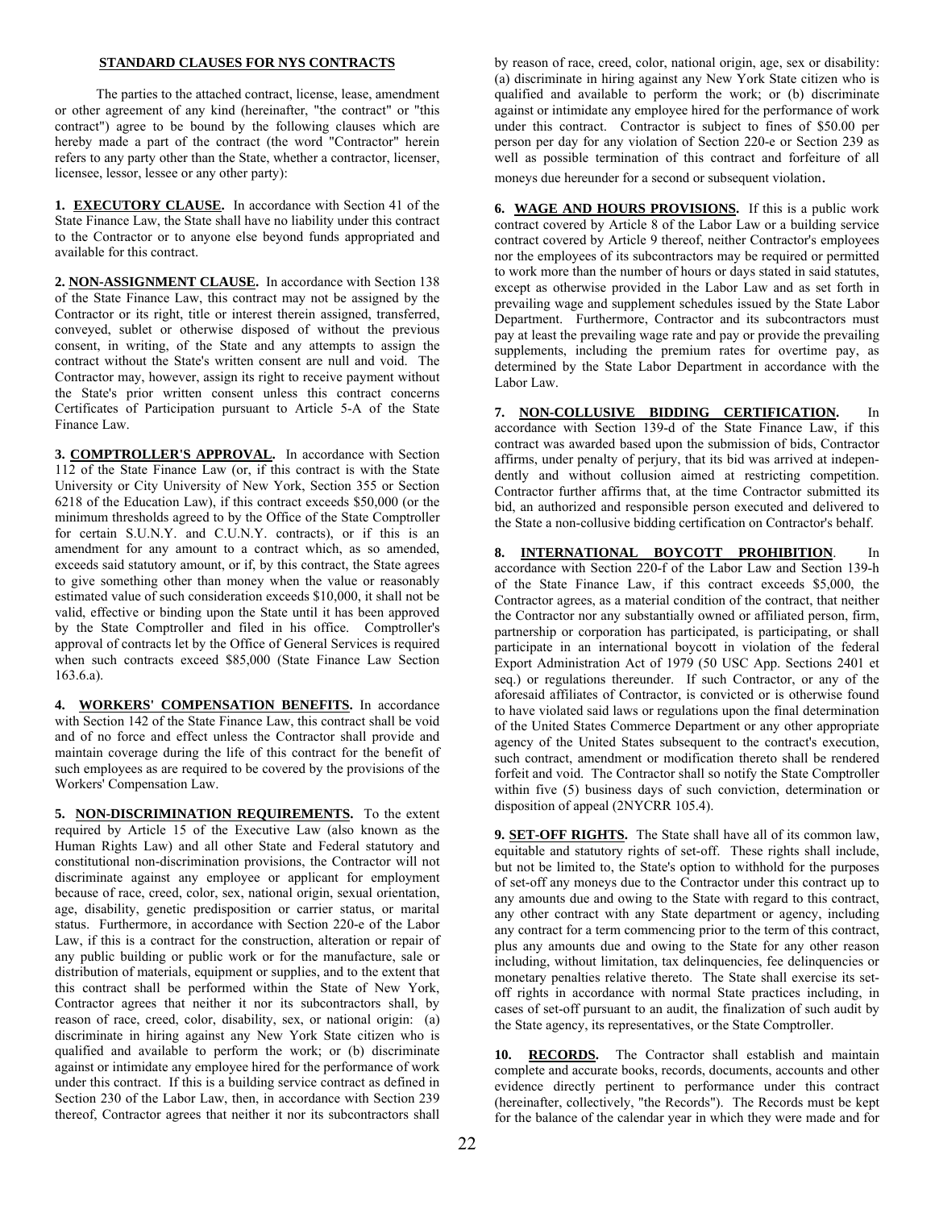## STANDARD CLAUSES FOR NYS CONTRACTS

The parties to the attached contract, license, lease, amendment or other agreement of any kind (hereinafter, "the contract" or "this contract") agree to be bound by the following clauses which are hereby made a part of the contract (the word "Contractor" herein refers to any party other than the State, whether a contractor, licenser, licensee, lessor, lessee or any other party):

**1. EXECUTORY CLAUSE.** In accordance with Section 41 of the State Finance Law, the State shall have no liability under this contract to the Contractor or to anyone else beyond funds appropriated and available for this contract.

**2. NON-ASSIGNMENT CLAUSE.** In accordance with Section 138 of the State Finance Law, this contract may not be assigned by the Contractor or its right, title or interest therein assigned, transferred, conveyed, sublet or otherwise disposed of without the previous consent, in writing, of the State and any attempts to assign the contract without the State's written consent are null and void. The Contractor may, however, assign its right to receive payment without the State's prior written consent unless this contract concerns Certificates of Participation pursuant to Article 5-A of the State Finance Law.

**3. COMPTROLLER'S APPROVAL.** In accordance with Section 112 of the State Finance Law (or, if this contract is with the State University or City University of New York, Section 355 or Section 6218 of the Education Law), if this contract exceeds $50,000 (or the minimum thresholds agreed to by the Office of the State Comptroller for certain S.U.N.Y. and C.U.N.Y. contracts), or if this is an amendment for any amount to a contract which, as so amended, exceeds said statutory amount, or if, by this contract, the State agrees to give something other than money when the value or reasonably estimated value of such consideration exceeds $10,000, it shall not be valid, effective or binding upon the State until it has been approved by the State Comptroller and filed in his office. Comptroller's approval of contracts let by the Office of General Services is required when such contracts exceed $85,000 (State Finance Law Section 163.6.a).

**4. WORKERS' COMPENSATION BENEFITS.** In accordance with Section 142 of the State Finance Law, this contract shall be void and of no force and effect unless the Contractor shall provide and maintain coverage during the life of this contract for the benefit of such employees as are required to be covered by the provisions of the Workers' Compensation Law.

**5. NON-DISCRIMINATION REQUIREMENTS.** To the extent required by Article 15 of the Executive Law (also known as the Human Rights Law) and all other State and Federal statutory and constitutional non-discrimination provisions, the Contractor will not discriminate against any employee or applicant for employment because of race, creed, color, sex, national origin, sexual orientation, age, disability, genetic predisposition or carrier status, or marital status. Furthermore, in accordance with Section 220-e of the Labor Law, if this is a contract for the construction, alteration or repair of any public building or public work or for the manufacture, sale or distribution of materials, equipment or supplies, and to the extent that this contract shall be performed within the State of New York, Contractor agrees that neither it nor its subcontractors shall, by reason of race, creed, color, disability, sex, or national origin: (a) discriminate in hiring against any New York State citizen who is qualified and available to perform the work; or (b) discriminate against or intimidate any employee hired for the performance of work under this contract. If this is a building service contract as defined in Section 230 of the Labor Law, then, in accordance with Section 239 thereof, Contractor agrees that neither it nor its subcontractors shall by reason of race, creed, color, national origin, age, sex or disability: (a) discriminate in hiring against any New York State citizen who is qualified and available to perform the work; or (b) discriminate against or intimidate any employee hired for the performance of work under this contract. Contractor is subject to fines of $50.00 per person per day for any violation of Section 220-e or Section 239 as well as possible termination of this contract and forfeiture of all moneys due hereunder for a second or subsequent violation.

**6. WAGE AND HOURS PROVISIONS.** If this is a public work contract covered by Article 8 of the Labor Law or a building service contract covered by Article 9 thereof, neither Contractor's employees nor the employees of its subcontractors may be required or permitted to work more than the number of hours or days stated in said statutes, except as otherwise provided in the Labor Law and as set forth in prevailing wage and supplement schedules issued by the State Labor Department. Furthermore, Contractor and its subcontractors must pay at least the prevailing wage rate and pay or provide the prevailing supplements, including the premium rates for overtime pay, as determined by the State Labor Department in accordance with the Labor Law.

**7. NON-COLLUSIVE BIDDING CERTIFICATION.** In accordance with Section 139-d of the State Finance Law, if this contract was awarded based upon the submission of bids, Contractor affirms, under penalty of perjury, that its bid was arrived at independently and without collusion aimed at restricting competition. Contractor further affirms that, at the time Contractor submitted its bid, an authorized and responsible person executed and delivered to the State a non-collusive bidding certification on Contractor's behalf.

**8. INTERNATIONAL BOYCOTT PROHIBITION.** In accordance with Section 220-f of the Labor Law and Section 139-h of the State Finance Law, if this contract exceeds $5,000, the Contractor agrees, as a material condition of the contract, that neither the Contractor nor any substantially owned or affiliated person, firm, partnership or corporation has participated, is participating, or shall participate in an international boycott in violation of the federal Export Administration Act of 1979 (50 USC App. Sections 2401 et seq.) or regulations thereunder. If such Contractor, or any of the aforesaid affiliates of Contractor, is convicted or is otherwise found to have violated said laws or regulations upon the final determination of the United States Commerce Department or any other appropriate agency of the United States subsequent to the contract's execution, such contract, amendment or modification thereto shall be rendered forfeit and void. The Contractor shall so notify the State Comptroller within five (5) business days of such conviction, determination or disposition of appeal (2NYCRR 105.4).

**9. SET-OFF RIGHTS.** The State shall have all of its common law, equitable and statutory rights of set-off. These rights shall include, but not be limited to, the State's option to withhold for the purposes of set-off any moneys due to the Contractor under this contract up to any amounts due and owing to the State with regard to this contract, any other contract with any State department or agency, including any contract for a term commencing prior to the term of this contract, plus any amounts due and owing to the State for any other reason including, without limitation, tax delinquencies, fee delinquencies or monetary penalties relative thereto. The State shall exercise its set-off rights in accordance with normal State practices including, in cases of set-off pursuant to an audit, the finalization of such audit by the State agency, its representatives, or the State Comptroller.

**10. RECORDS.** The Contractor shall establish and maintain complete and accurate books, records, documents, accounts and other evidence directly pertinent to performance under this contract (hereinafter, collectively, "the Records"). The Records must be kept for the balance of the calendar year in which they were made and for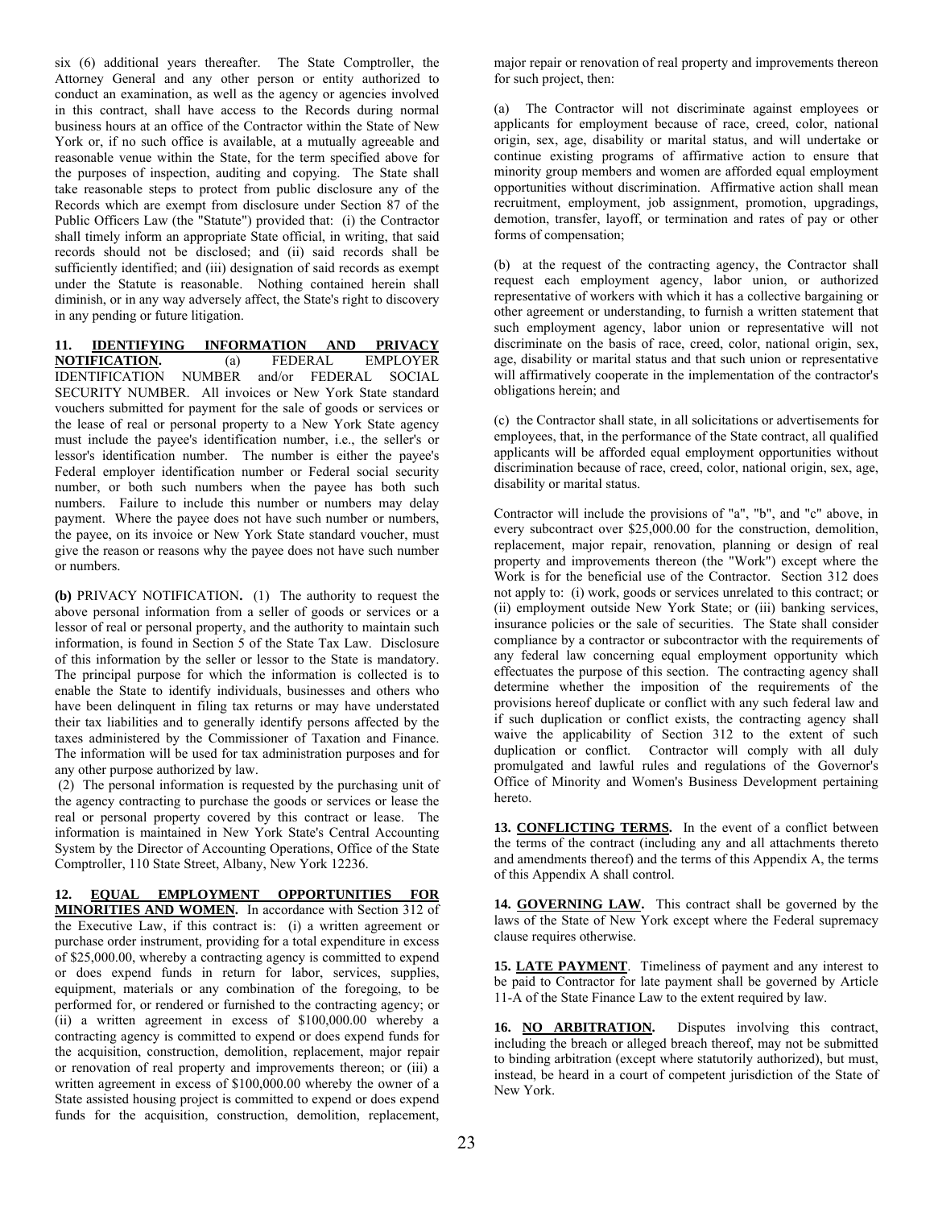six (6) additional years thereafter. The State Comptroller, the Attorney General and any other person or entity authorized to conduct an examination, as well as the agency or agencies involved in this contract, shall have access to the Records during normal business hours at an office of the Contractor within the State of New York or, if no such office is available, at a mutually agreeable and reasonable venue within the State, for the term specified above for the purposes of inspection, auditing and copying. The State shall take reasonable steps to protect from public disclosure any of the Records which are exempt from disclosure under Section 87 of the Public Officers Law (the "Statute") provided that: (i) the Contractor shall timely inform an appropriate State official, in writing, that said records should not be disclosed; and (ii) said records shall be sufficiently identified; and (iii) designation of said records as exempt under the Statute is reasonable. Nothing contained herein shall diminish, or in any way adversely affect, the State's right to discovery in any pending or future litigation.

**11. IDENTIFYING INFORMATION AND PRIVACY NOTIFICATION.** (a) FEDERAL EMPLOYER IDENTIFICATION NUMBER and/or FEDERAL SOCIAL SECURITY NUMBER. All invoices or New York State standard vouchers submitted for payment for the sale of goods or services or the lease of real or personal property to a New York State agency must include the payee's identification number, i.e., the seller's or lessor's identification number. The number is either the payee's Federal employer identification number or Federal social security number, or both such numbers when the payee has both such numbers. Failure to include this number or numbers may delay payment. Where the payee does not have such number or numbers, the payee, on its invoice or New York State standard voucher, must give the reason or reasons why the payee does not have such number or numbers.

**(b)** PRIVACY NOTIFICATION**.** (1) The authority to request the above personal information from a seller of goods or services or a lessor of real or personal property, and the authority to maintain such information, is found in Section 5 of the State Tax Law. Disclosure of this information by the seller or lessor to the State is mandatory. The principal purpose for which the information is collected is to enable the State to identify individuals, businesses and others who have been delinquent in filing tax returns or may have understated their tax liabilities and to generally identify persons affected by the taxes administered by the Commissioner of Taxation and Finance. The information will be used for tax administration purposes and for any other purpose authorized by law.

(2) The personal information is requested by the purchasing unit of the agency contracting to purchase the goods or services or lease the real or personal property covered by this contract or lease. The information is maintained in New York State's Central Accounting System by the Director of Accounting Operations, Office of the State Comptroller, 110 State Street, Albany, New York 12236.

**12. EQUAL EMPLOYMENT OPPORTUNITIES FOR MINORITIES AND WOMEN.** In accordance with Section 312 of the Executive Law, if this contract is: (i) a written agreement or purchase order instrument, providing for a total expenditure in excess of $25,000.00, whereby a contracting agency is committed to expend or does expend funds in return for labor, services, supplies, equipment, materials or any combination of the foregoing, to be performed for, or rendered or furnished to the contracting agency; or (ii) a written agreement in excess of $100,000.00 whereby a contracting agency is committed to expend or does expend funds for the acquisition, construction, demolition, replacement, major repair or renovation of real property and improvements thereon; or (iii) a written agreement in excess of $100,000.00 whereby the owner of a State assisted housing project is committed to expend or does expend funds for the acquisition, construction, demolition, replacement, major repair or renovation of real property and improvements thereon for such project, then:

(a) The Contractor will not discriminate against employees or applicants for employment because of race, creed, color, national origin, sex, age, disability or marital status, and will undertake or continue existing programs of affirmative action to ensure that minority group members and women are afforded equal employment opportunities without discrimination. Affirmative action shall mean recruitment, employment, job assignment, promotion, upgradings, demotion, transfer, layoff, or termination and rates of pay or other forms of compensation;

(b) at the request of the contracting agency, the Contractor shall request each employment agency, labor union, or authorized representative of workers with which it has a collective bargaining or other agreement or understanding, to furnish a written statement that such employment agency, labor union or representative will not discriminate on the basis of race, creed, color, national origin, sex, age, disability or marital status and that such union or representative will affirmatively cooperate in the implementation of the contractor's obligations herein; and

(c) the Contractor shall state, in all solicitations or advertisements for employees, that, in the performance of the State contract, all qualified applicants will be afforded equal employment opportunities without discrimination because of race, creed, color, national origin, sex, age, disability or marital status.

Contractor will include the provisions of "a", "b", and "c" above, in every subcontract over $25,000.00 for the construction, demolition, replacement, major repair, renovation, planning or design of real property and improvements thereon (the "Work") except where the Work is for the beneficial use of the Contractor. Section 312 does not apply to: (i) work, goods or services unrelated to this contract; or (ii) employment outside New York State; or (iii) banking services, insurance policies or the sale of securities. The State shall consider compliance by a contractor or subcontractor with the requirements of any federal law concerning equal employment opportunity which effectuates the purpose of this section. The contracting agency shall determine whether the imposition of the requirements of the provisions hereof duplicate or conflict with any such federal law and if such duplication or conflict exists, the contracting agency shall waive the applicability of Section 312 to the extent of such duplication or conflict. Contractor will comply with all duly promulgated and lawful rules and regulations of the Governor's Office of Minority and Women's Business Development pertaining hereto.

**13. CONFLICTING TERMS.** In the event of a conflict between the terms of the contract (including any and all attachments thereto and amendments thereof) and the terms of this Appendix A, the terms of this Appendix A shall control.

**14. GOVERNING LAW.** This contract shall be governed by the laws of the State of New York except where the Federal supremacy clause requires otherwise.

**15. LATE PAYMENT**. Timeliness of payment and any interest to be paid to Contractor for late payment shall be governed by Article 11-A of the State Finance Law to the extent required by law.

**16. NO ARBITRATION.** Disputes involving this contract, including the breach or alleged breach thereof, may not be submitted to binding arbitration (except where statutorily authorized), but must, instead, be heard in a court of competent jurisdiction of the State of New York.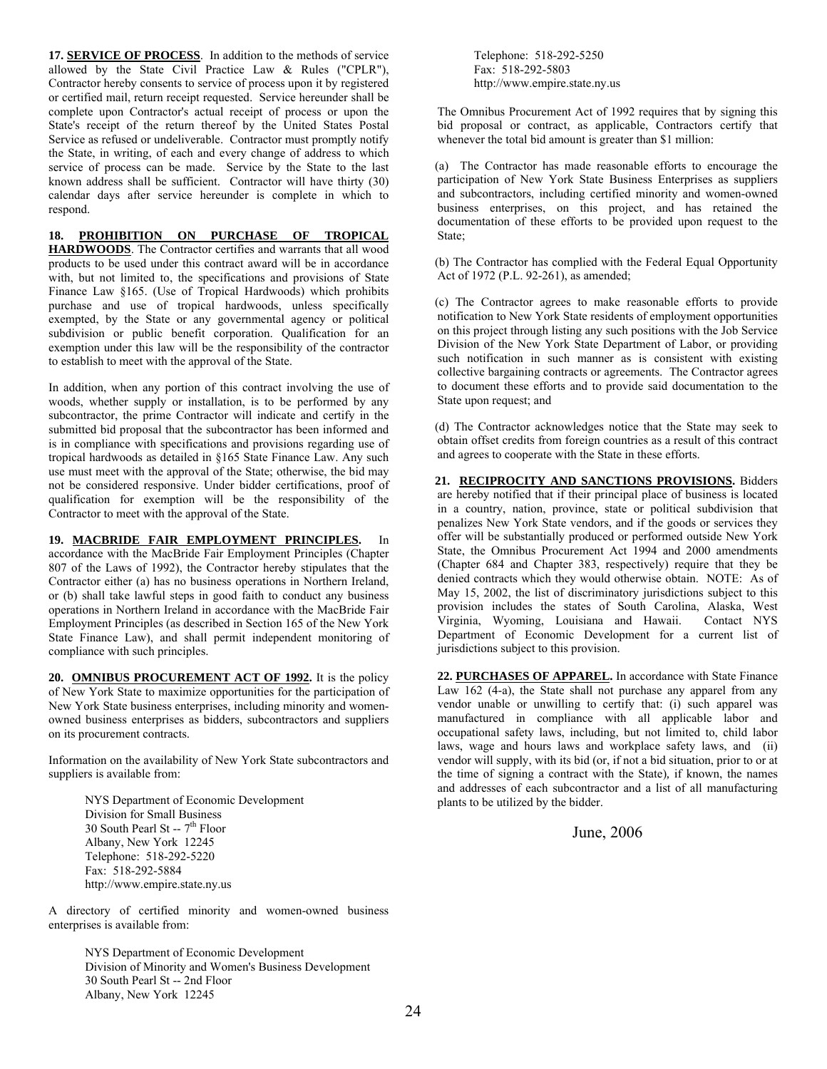**17. SERVICE OF PROCESS**. In addition to the methods of service allowed by the State Civil Practice Law & Rules ("CPLR"), Contractor hereby consents to service of process upon it by registered or certified mail, return receipt requested. Service hereunder shall be complete upon Contractor's actual receipt of process or upon the State's receipt of the return thereof by the United States Postal Service as refused or undeliverable. Contractor must promptly notify the State, in writing, of each and every change of address to which service of process can be made. Service by the State to the last known address shall be sufficient. Contractor will have thirty (30) calendar days after service hereunder is complete in which to respond.

**18. PROHIBITION ON PURCHASE OF TROPICAL HARDWOODS**. The Contractor certifies and warrants that all wood products to be used under this contract award will be in accordance with, but not limited to, the specifications and provisions of State Finance Law §165. (Use of Tropical Hardwoods) which prohibits purchase and use of tropical hardwoods, unless specifically exempted, by the State or any governmental agency or political subdivision or public benefit corporation. Qualification for an exemption under this law will be the responsibility of the contractor to establish to meet with the approval of the State.

In addition, when any portion of this contract involving the use of woods, whether supply or installation, is to be performed by any subcontractor, the prime Contractor will indicate and certify in the submitted bid proposal that the subcontractor has been informed and is in compliance with specifications and provisions regarding use of tropical hardwoods as detailed in §165 State Finance Law. Any such use must meet with the approval of the State; otherwise, the bid may not be considered responsive. Under bidder certifications, proof of qualification for exemption will be the responsibility of the Contractor to meet with the approval of the State.

**19. MACBRIDE FAIR EMPLOYMENT PRINCIPLES.** In accordance with the MacBride Fair Employment Principles (Chapter 807 of the Laws of 1992), the Contractor hereby stipulates that the Contractor either (a) has no business operations in Northern Ireland, or (b) shall take lawful steps in good faith to conduct any business operations in Northern Ireland in accordance with the MacBride Fair Employment Principles (as described in Section 165 of the New York State Finance Law), and shall permit independent monitoring of compliance with such principles.

**20. OMNIBUS PROCUREMENT ACT OF 1992.** It is the policy of New York State to maximize opportunities for the participation of New York State business enterprises, including minority and women-owned business enterprises as bidders, subcontractors and suppliers on its procurement contracts.

Information on the availability of New York State subcontractors and suppliers is available from:

NYS Department of Economic Development
Division for Small Business
30 South Pearl St -- 7th Floor
Albany, New York 12245
Telephone: 518-292-5220
Fax: 518-292-5884
http://www.empire.state.ny.us

A directory of certified minority and women-owned business enterprises is available from:

NYS Department of Economic Development
Division of Minority and Women's Business Development
30 South Pearl St -- 2nd Floor
Albany, New York 12245
Telephone: 518-292-5250
Fax: 518-292-5803
http://www.empire.state.ny.us

The Omnibus Procurement Act of 1992 requires that by signing this bid proposal or contract, as applicable, Contractors certify that whenever the total bid amount is greater than $1 million:

(a) The Contractor has made reasonable efforts to encourage the participation of New York State Business Enterprises as suppliers and subcontractors, including certified minority and women-owned business enterprises, on this project, and has retained the documentation of these efforts to be provided upon request to the State;

(b) The Contractor has complied with the Federal Equal Opportunity Act of 1972 (P.L. 92-261), as amended;

(c) The Contractor agrees to make reasonable efforts to provide notification to New York State residents of employment opportunities on this project through listing any such positions with the Job Service Division of the New York State Department of Labor, or providing such notification in such manner as is consistent with existing collective bargaining contracts or agreements. The Contractor agrees to document these efforts and to provide said documentation to the State upon request; and

(d) The Contractor acknowledges notice that the State may seek to obtain offset credits from foreign countries as a result of this contract and agrees to cooperate with the State in these efforts.

**21. RECIPROCITY AND SANCTIONS PROVISIONS.** Bidders are hereby notified that if their principal place of business is located in a country, nation, province, state or political subdivision that penalizes New York State vendors, and if the goods or services they offer will be substantially produced or performed outside New York State, the Omnibus Procurement Act 1994 and 2000 amendments (Chapter 684 and Chapter 383, respectively) require that they be denied contracts which they would otherwise obtain. NOTE: As of May 15, 2002, the list of discriminatory jurisdictions subject to this provision includes the states of South Carolina, Alaska, West Virginia, Wyoming, Louisiana and Hawaii. Contact NYS Department of Economic Development for a current list of jurisdictions subject to this provision.

**22. PURCHASES OF APPAREL.** In accordance with State Finance Law 162 (4-a), the State shall not purchase any apparel from any vendor unable or unwilling to certify that: (i) such apparel was manufactured in compliance with all applicable labor and occupational safety laws, including, but not limited to, child labor laws, wage and hours laws and workplace safety laws, and (ii) vendor will supply, with its bid (or, if not a bid situation, prior to or at the time of signing a contract with the State), if known, the names and addresses of each subcontractor and a list of all manufacturing plants to be utilized by the bidder.

June, 2006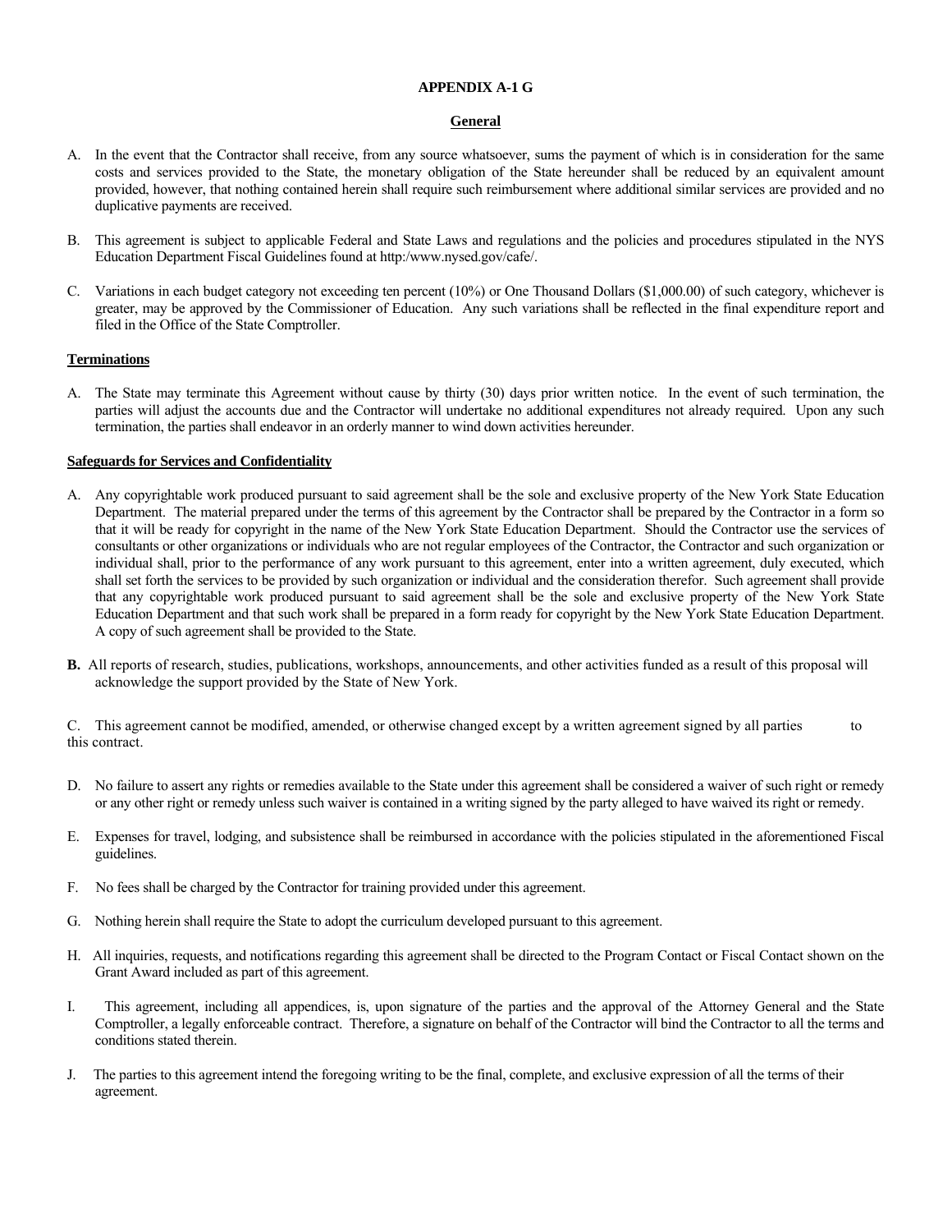# APPENDIX A-1 G

## General

A. In the event that the Contractor shall receive, from any source whatsoever, sums the payment of which is in consideration for the same costs and services provided to the State, the monetary obligation of the State hereunder shall be reduced by an equivalent amount provided, however, that nothing contained herein shall require such reimbursement where additional similar services are provided and no duplicative payments are received.

B. This agreement is subject to applicable Federal and State Laws and regulations and the policies and procedures stipulated in the NYS Education Department Fiscal Guidelines found at http:/www.nysed.gov/cafe/.

C. Variations in each budget category not exceeding ten percent (10%) or One Thousand Dollars ($1,000.00) of such category, whichever is greater, may be approved by the Commissioner of Education. Any such variations shall be reflected in the final expenditure report and filed in the Office of the State Comptroller.

**Terminations**

A. The State may terminate this Agreement without cause by thirty (30) days prior written notice. In the event of such termination, the parties will adjust the accounts due and the Contractor will undertake no additional expenditures not already required. Upon any such termination, the parties shall endeavor in an orderly manner to wind down activities hereunder.

**Safeguards for Services and Confidentiality**

A. Any copyrightable work produced pursuant to said agreement shall be the sole and exclusive property of the New York State Education Department. The material prepared under the terms of this agreement by the Contractor shall be prepared by the Contractor in a form so that it will be ready for copyright in the name of the New York State Education Department. Should the Contractor use the services of consultants or other organizations or individuals who are not regular employees of the Contractor, the Contractor and such organization or individual shall, prior to the performance of any work pursuant to this agreement, enter into a written agreement, duly executed, which shall set forth the services to be provided by such organization or individual and the consideration therefor. Such agreement shall provide that any copyrightable work produced pursuant to said agreement shall be the sole and exclusive property of the New York State Education Department and that such work shall be prepared in a form ready for copyright by the New York State Education Department. A copy of such agreement shall be provided to the State.

**B.** All reports of research, studies, publications, workshops, announcements, and other activities funded as a result of this proposal will acknowledge the support provided by the State of New York.

C. This agreement cannot be modified, amended, or otherwise changed except by a written agreement signed by all parties to this contract.

D. No failure to assert any rights or remedies available to the State under this agreement shall be considered a waiver of such right or remedy or any other right or remedy unless such waiver is contained in a writing signed by the party alleged to have waived its right or remedy.

E. Expenses for travel, lodging, and subsistence shall be reimbursed in accordance with the policies stipulated in the aforementioned Fiscal guidelines.

F. No fees shall be charged by the Contractor for training provided under this agreement.

G. Nothing herein shall require the State to adopt the curriculum developed pursuant to this agreement.

H. All inquiries, requests, and notifications regarding this agreement shall be directed to the Program Contact or Fiscal Contact shown on the Grant Award included as part of this agreement.

I. This agreement, including all appendices, is, upon signature of the parties and the approval of the Attorney General and the State Comptroller, a legally enforceable contract. Therefore, a signature on behalf of the Contractor will bind the Contractor to all the terms and conditions stated therein.

J. The parties to this agreement intend the foregoing writing to be the final, complete, and exclusive expression of all the terms of their agreement.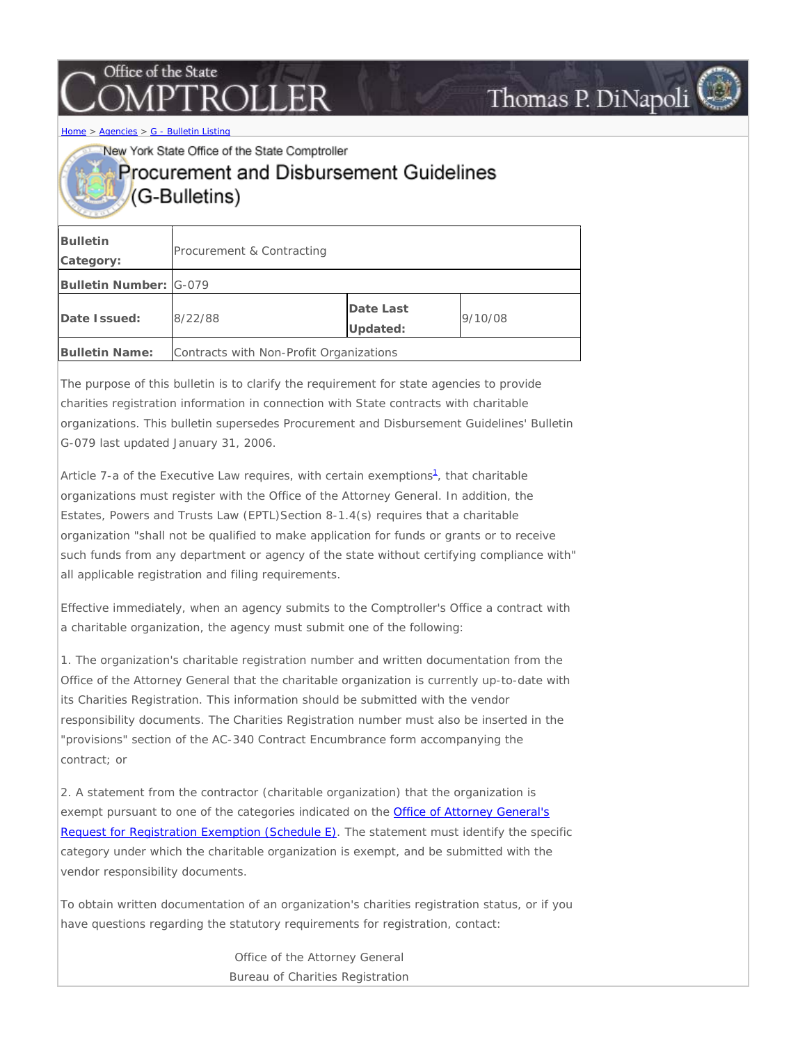Home > Agencies > G - Bulletin Listing

New York State Office of the State Comptroller

# Procurement and Disbursement Guidelines (G-Bulletins)

| Bulletin Category: | Procurement & Contracting | | |
|---|---|---|---|
| Bulletin Number: | G-079 | | |
| Date Issued: | 8/22/88 | Date Last Updated: | 9/10/08 |
| Bulletin Name: | Contracts with Non-Profit Organizations | | |

The purpose of this bulletin is to clarify the requirement for state agencies to provide charities registration information in connection with State contracts with charitable organizations. This bulletin supersedes Procurement and Disbursement Guidelines' Bulletin G-079 last updated January 31, 2006.

Article 7-a of the Executive Law requires, with certain exemptions[1], that charitable organizations must register with the Office of the Attorney General. In addition, the Estates, Powers and Trusts Law (EPTL)Section 8-1.4(s) requires that a charitable organization "shall not be qualified to make application for funds or grants or to receive such funds from any department or agency of the state without certifying compliance with" all applicable registration and filing requirements.

Effective immediately, when an agency submits to the Comptroller's Office a contract with a charitable organization, the agency must submit one of the following:

1. The organization's charitable registration number and written documentation from the Office of the Attorney General that the charitable organization is currently up-to-date with its Charities Registration. This information should be submitted with the vendor responsibility documents. The Charities Registration number must also be inserted in the "provisions" section of the AC-340 Contract Encumbrance form accompanying the contract; or

2. A statement from the contractor (charitable organization) that the organization is exempt pursuant to one of the categories indicated on the Office of Attorney General's Request for Registration Exemption (Schedule E). The statement must identify the specific category under which the charitable organization is exempt, and be submitted with the vendor responsibility documents.

To obtain written documentation of an organization's charities registration status, or if you have questions regarding the statutory requirements for registration, contact:

Office of the Attorney General
Bureau of Charities Registration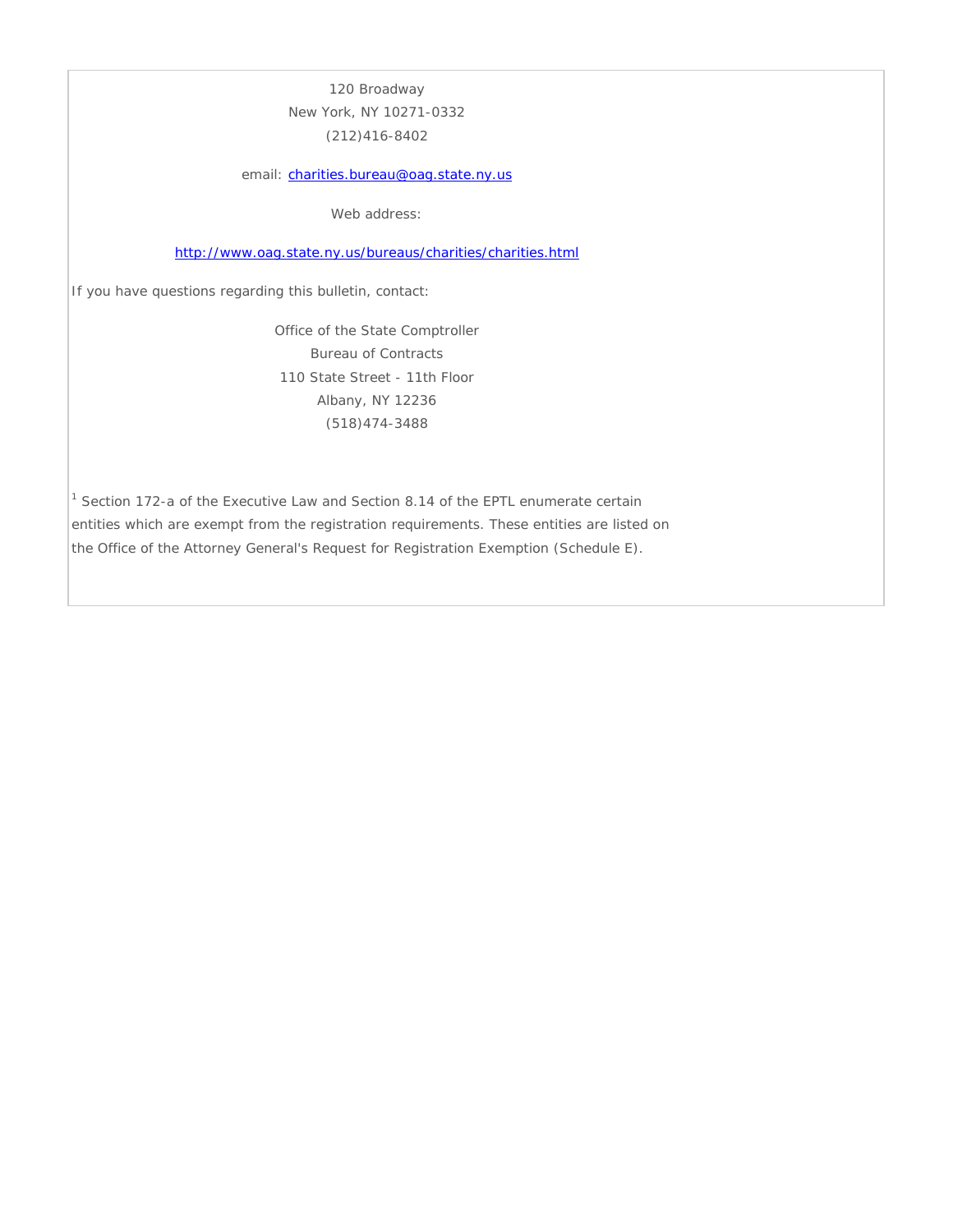120 Broadway
New York, NY 10271-0332
(212)416-8402

email: charities.bureau@oag.state.ny.us

Web address:

http://www.oag.state.ny.us/bureaus/charities/charities.html

If you have questions regarding this bulletin, contact:

Office of the State Comptroller
Bureau of Contracts
110 State Street - 11th Floor
Albany, NY 12236
(518)474-3488

[1] Section 172-a of the Executive Law and Section 8.14 of the EPTL enumerate certain entities which are exempt from the registration requirements. These entities are listed on the Office of the Attorney General's Request for Registration Exemption (Schedule E).